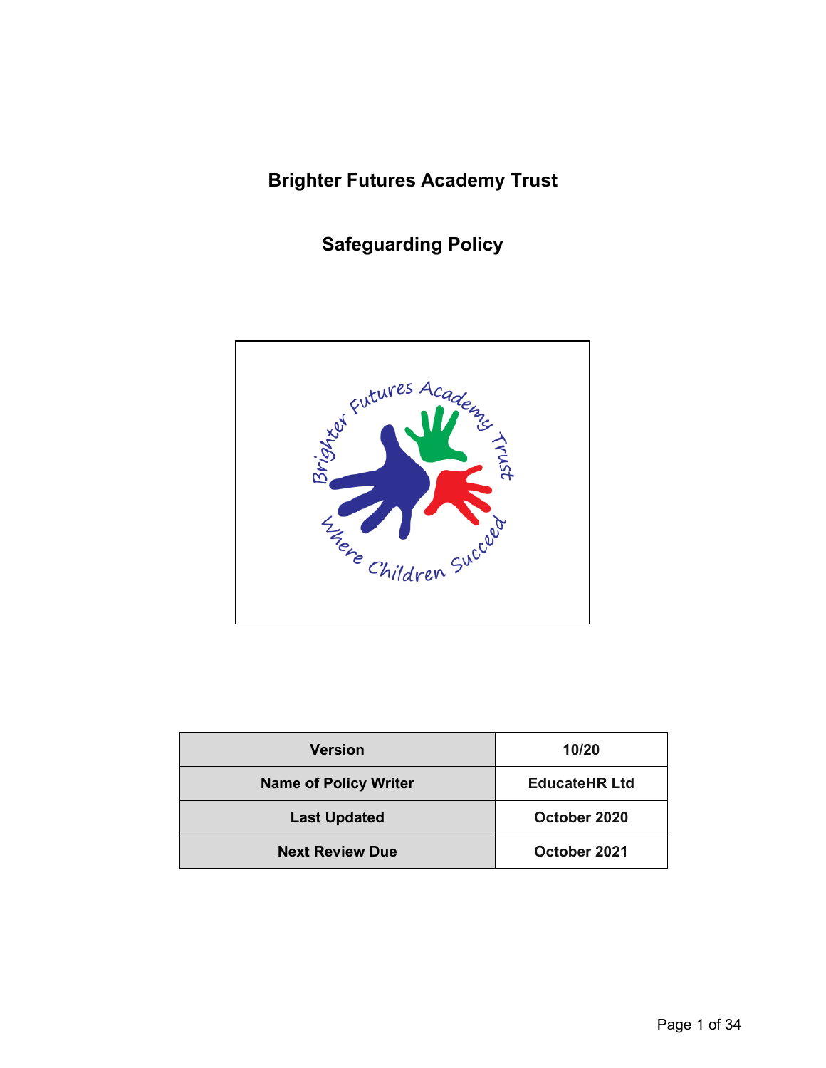# Brighter Futures Academy Trust

## Safeguarding Policy

| Version | 10/20 |
| --- | --- |
| Name of Policy Writer | EducateHR Ltd |
| Last Updated | October 2020 |
| Next Review Due | October 2021 |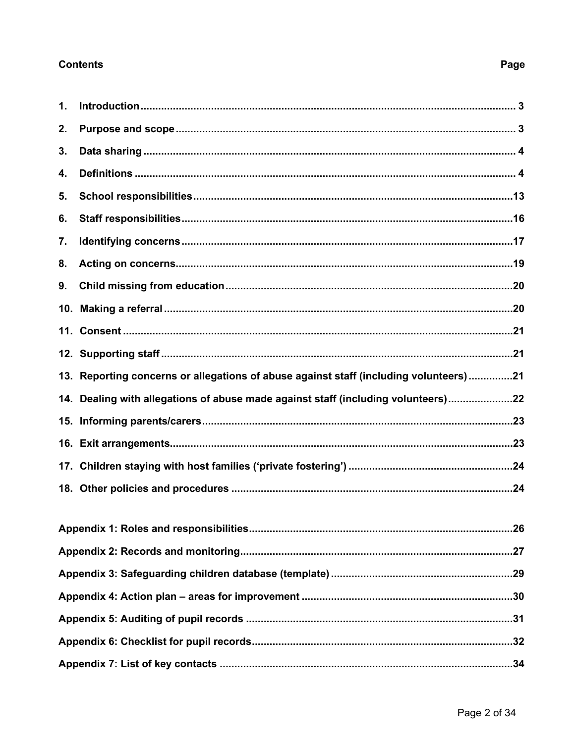**Contents** **Page**

| | | |
|---|---|---|
| 1. | Introduction | 3 |
| 2. | Purpose and scope | 3 |
| 3. | Data sharing | 4 |
| 4. | Definitions | 4 |
| 5. | School responsibilities | 13 |
| 6. | Staff responsibilities | 16 |
| 7. | Identifying concerns | 17 |
| 8. | Acting on concerns | 19 |
| 9. | Child missing from education | 20 |
| 10. | Making a referral | 20 |
| 11. | Consent | 21 |
| 12. | Supporting staff | 21 |
| 13. | Reporting concerns or allegations of abuse against staff (including volunteers) | 21 |
| 14. | Dealing with allegations of abuse made against staff (including volunteers) | 22 |
| 15. | Informing parents/carers | 23 |
| 16. | Exit arrangements | 23 |
| 17. | Children staying with host families ('private fostering') | 24 |
| 18. | Other policies and procedures | 24 |

| | |
|---|---|
| Appendix 1: Roles and responsibilities | 26 |
| Appendix 2: Records and monitoring | 27 |
| Appendix 3: Safeguarding children database (template) | 29 |
| Appendix 4: Action plan – areas for improvement | 30 |
| Appendix 5: Auditing of pupil records | 31 |
| Appendix 6: Checklist for pupil records | 32 |
| Appendix 7: List of key contacts | 34 |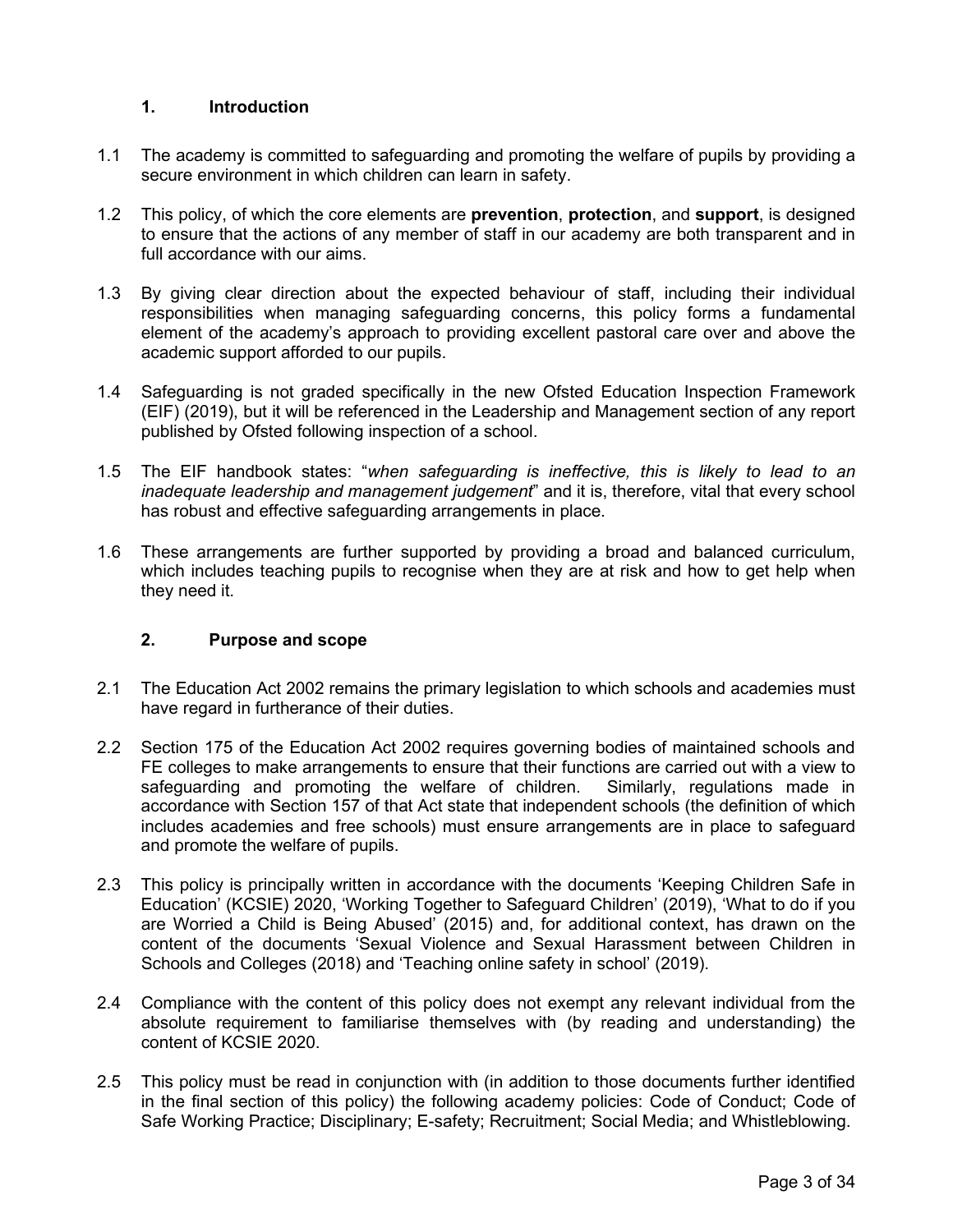## 1. Introduction

1.1 The academy is committed to safeguarding and promoting the welfare of pupils by providing a secure environment in which children can learn in safety.

1.2 This policy, of which the core elements are **prevention**, **protection**, and **support**, is designed to ensure that the actions of any member of staff in our academy are both transparent and in full accordance with our aims.

1.3 By giving clear direction about the expected behaviour of staff, including their individual responsibilities when managing safeguarding concerns, this policy forms a fundamental element of the academy's approach to providing excellent pastoral care over and above the academic support afforded to our pupils.

1.4 Safeguarding is not graded specifically in the new Ofsted Education Inspection Framework (EIF) (2019), but it will be referenced in the Leadership and Management section of any report published by Ofsted following inspection of a school.

1.5 The EIF handbook states: "*when safeguarding is ineffective, this is likely to lead to an inadequate leadership and management judgement*" and it is, therefore, vital that every school has robust and effective safeguarding arrangements in place.

1.6 These arrangements are further supported by providing a broad and balanced curriculum, which includes teaching pupils to recognise when they are at risk and how to get help when they need it.

## 2. Purpose and scope

2.1 The Education Act 2002 remains the primary legislation to which schools and academies must have regard in furtherance of their duties.

2.2 Section 175 of the Education Act 2002 requires governing bodies of maintained schools and FE colleges to make arrangements to ensure that their functions are carried out with a view to safeguarding and promoting the welfare of children. Similarly, regulations made in accordance with Section 157 of that Act state that independent schools (the definition of which includes academies and free schools) must ensure arrangements are in place to safeguard and promote the welfare of pupils.

2.3 This policy is principally written in accordance with the documents 'Keeping Children Safe in Education' (KCSIE) 2020, 'Working Together to Safeguard Children' (2019), 'What to do if you are Worried a Child is Being Abused' (2015) and, for additional context, has drawn on the content of the documents 'Sexual Violence and Sexual Harassment between Children in Schools and Colleges (2018) and 'Teaching online safety in school' (2019).

2.4 Compliance with the content of this policy does not exempt any relevant individual from the absolute requirement to familiarise themselves with (by reading and understanding) the content of KCSIE 2020.

2.5 This policy must be read in conjunction with (in addition to those documents further identified in the final section of this policy) the following academy policies: Code of Conduct; Code of Safe Working Practice; Disciplinary; E-safety; Recruitment; Social Media; and Whistleblowing.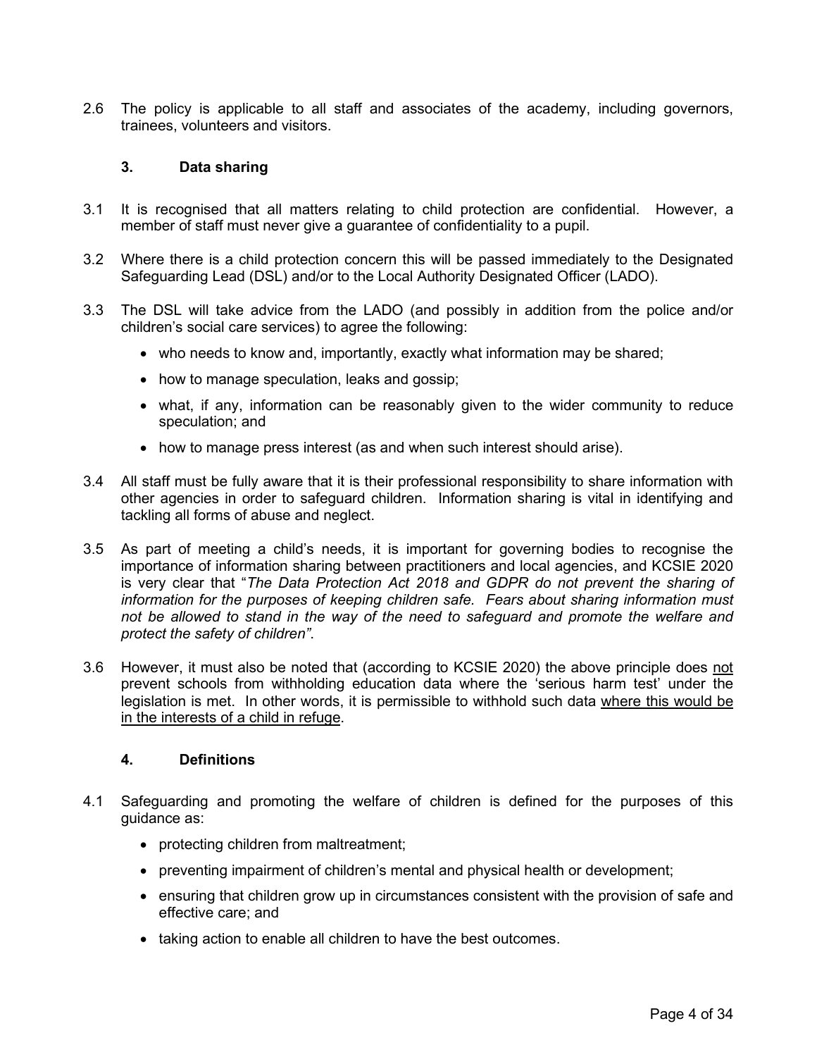2.6 The policy is applicable to all staff and associates of the academy, including governors, trainees, volunteers and visitors.

## 3. Data sharing

3.1 It is recognised that all matters relating to child protection are confidential. However, a member of staff must never give a guarantee of confidentiality to a pupil.

3.2 Where there is a child protection concern this will be passed immediately to the Designated Safeguarding Lead (DSL) and/or to the Local Authority Designated Officer (LADO).

3.3 The DSL will take advice from the LADO (and possibly in addition from the police and/or children's social care services) to agree the following:

- who needs to know and, importantly, exactly what information may be shared;
- how to manage speculation, leaks and gossip;
- what, if any, information can be reasonably given to the wider community to reduce speculation; and
- how to manage press interest (as and when such interest should arise).

3.4 All staff must be fully aware that it is their professional responsibility to share information with other agencies in order to safeguard children. Information sharing is vital in identifying and tackling all forms of abuse and neglect.

3.5 As part of meeting a child's needs, it is important for governing bodies to recognise the importance of information sharing between practitioners and local agencies, and KCSIE 2020 is very clear that "*The Data Protection Act 2018 and GDPR do not prevent the sharing of information for the purposes of keeping children safe. Fears about sharing information must not be allowed to stand in the way of the need to safeguard and promote the welfare and protect the safety of children"*.

3.6 However, it must also be noted that (according to KCSIE 2020) the above principle does <u>not</u> prevent schools from withholding education data where the 'serious harm test' under the legislation is met. In other words, it is permissible to withhold such data <u>where this would be in the interests of a child in refuge</u>.

## 4. Definitions

4.1 Safeguarding and promoting the welfare of children is defined for the purposes of this guidance as:

- protecting children from maltreatment;
- preventing impairment of children's mental and physical health or development;
- ensuring that children grow up in circumstances consistent with the provision of safe and effective care; and
- taking action to enable all children to have the best outcomes.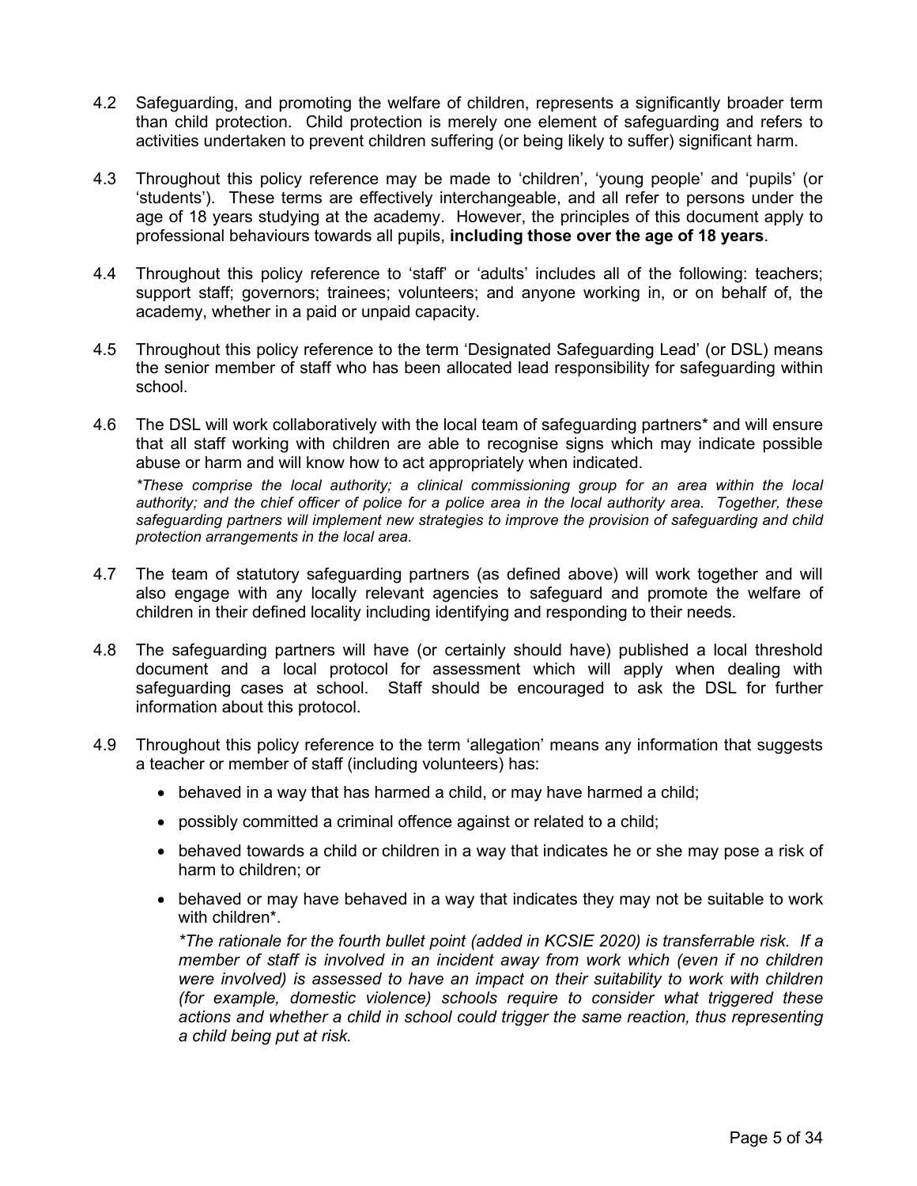4.2 Safeguarding, and promoting the welfare of children, represents a significantly broader term than child protection. Child protection is merely one element of safeguarding and refers to activities undertaken to prevent children suffering (or being likely to suffer) significant harm.

4.3 Throughout this policy reference may be made to 'children', 'young people' and 'pupils' (or 'students'). These terms are effectively interchangeable, and all refer to persons under the age of 18 years studying at the academy. However, the principles of this document apply to professional behaviours towards all pupils, **including those over the age of 18 years**.

4.4 Throughout this policy reference to 'staff' or 'adults' includes all of the following: teachers; support staff; governors; trainees; volunteers; and anyone working in, or on behalf of, the academy, whether in a paid or unpaid capacity.

4.5 Throughout this policy reference to the term 'Designated Safeguarding Lead' (or DSL) means the senior member of staff who has been allocated lead responsibility for safeguarding within school.

4.6 The DSL will work collaboratively with the local team of safeguarding partners* and will ensure that all staff working with children are able to recognise signs which may indicate possible abuse or harm and will know how to act appropriately when indicated.

*\*These comprise the local authority; a clinical commissioning group for an area within the local authority; and the chief officer of police for a police area in the local authority area. Together, these safeguarding partners will implement new strategies to improve the provision of safeguarding and child protection arrangements in the local area.*

4.7 The team of statutory safeguarding partners (as defined above) will work together and will also engage with any locally relevant agencies to safeguard and promote the welfare of children in their defined locality including identifying and responding to their needs.

4.8 The safeguarding partners will have (or certainly should have) published a local threshold document and a local protocol for assessment which will apply when dealing with safeguarding cases at school. Staff should be encouraged to ask the DSL for further information about this protocol.

4.9 Throughout this policy reference to the term 'allegation' means any information that suggests a teacher or member of staff (including volunteers) has:

- behaved in a way that has harmed a child, or may have harmed a child;
- possibly committed a criminal offence against or related to a child;
- behaved towards a child or children in a way that indicates he or she may pose a risk of harm to children; or
- behaved or may have behaved in a way that indicates they may not be suitable to work with children*.

*\*The rationale for the fourth bullet point (added in KCSIE 2020) is transferrable risk. If a member of staff is involved in an incident away from work which (even if no children were involved) is assessed to have an impact on their suitability to work with children (for example, domestic violence) schools require to consider what triggered these actions and whether a child in school could trigger the same reaction, thus representing a child being put at risk.*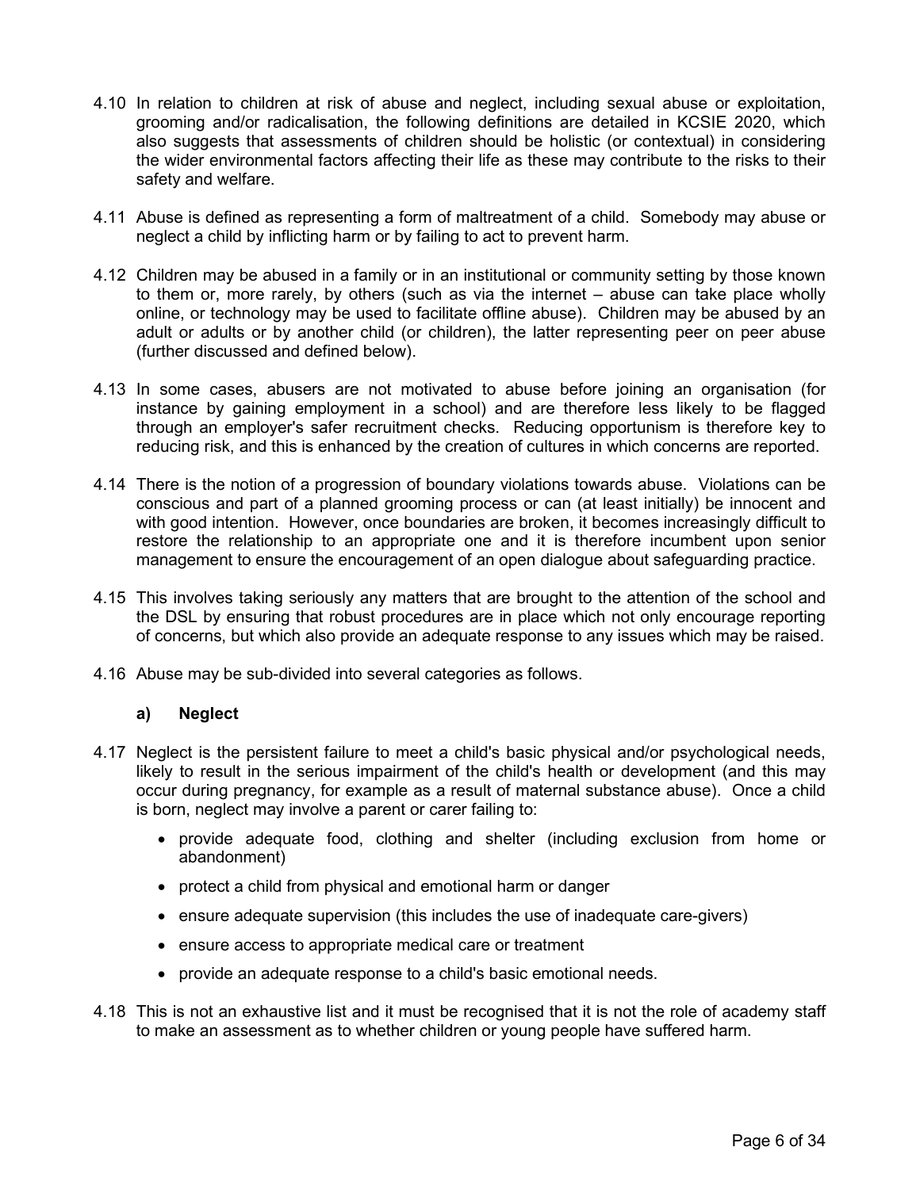4.10 In relation to children at risk of abuse and neglect, including sexual abuse or exploitation, grooming and/or radicalisation, the following definitions are detailed in KCSIE 2020, which also suggests that assessments of children should be holistic (or contextual) in considering the wider environmental factors affecting their life as these may contribute to the risks to their safety and welfare.

4.11 Abuse is defined as representing a form of maltreatment of a child. Somebody may abuse or neglect a child by inflicting harm or by failing to act to prevent harm.

4.12 Children may be abused in a family or in an institutional or community setting by those known to them or, more rarely, by others (such as via the internet – abuse can take place wholly online, or technology may be used to facilitate offline abuse). Children may be abused by an adult or adults or by another child (or children), the latter representing peer on peer abuse (further discussed and defined below).

4.13 In some cases, abusers are not motivated to abuse before joining an organisation (for instance by gaining employment in a school) and are therefore less likely to be flagged through an employer's safer recruitment checks. Reducing opportunism is therefore key to reducing risk, and this is enhanced by the creation of cultures in which concerns are reported.

4.14 There is the notion of a progression of boundary violations towards abuse. Violations can be conscious and part of a planned grooming process or can (at least initially) be innocent and with good intention. However, once boundaries are broken, it becomes increasingly difficult to restore the relationship to an appropriate one and it is therefore incumbent upon senior management to ensure the encouragement of an open dialogue about safeguarding practice.

4.15 This involves taking seriously any matters that are brought to the attention of the school and the DSL by ensuring that robust procedures are in place which not only encourage reporting of concerns, but which also provide an adequate response to any issues which may be raised.

4.16 Abuse may be sub-divided into several categories as follows.

**a) Neglect**

4.17 Neglect is the persistent failure to meet a child's basic physical and/or psychological needs, likely to result in the serious impairment of the child's health or development (and this may occur during pregnancy, for example as a result of maternal substance abuse). Once a child is born, neglect may involve a parent or carer failing to:

- provide adequate food, clothing and shelter (including exclusion from home or abandonment)
- protect a child from physical and emotional harm or danger
- ensure adequate supervision (this includes the use of inadequate care-givers)
- ensure access to appropriate medical care or treatment
- provide an adequate response to a child's basic emotional needs.

4.18 This is not an exhaustive list and it must be recognised that it is not the role of academy staff to make an assessment as to whether children or young people have suffered harm.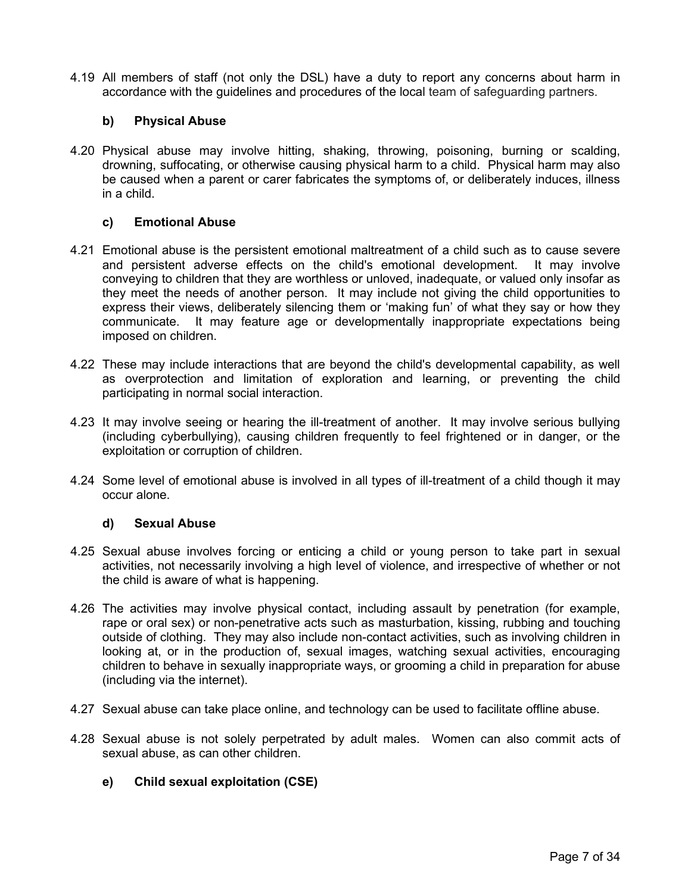4.19 All members of staff (not only the DSL) have a duty to report any concerns about harm in accordance with the guidelines and procedures of the local team of safeguarding partners.

### b) Physical Abuse

4.20 Physical abuse may involve hitting, shaking, throwing, poisoning, burning or scalding, drowning, suffocating, or otherwise causing physical harm to a child. Physical harm may also be caused when a parent or carer fabricates the symptoms of, or deliberately induces, illness in a child.

### c) Emotional Abuse

4.21 Emotional abuse is the persistent emotional maltreatment of a child such as to cause severe and persistent adverse effects on the child's emotional development. It may involve conveying to children that they are worthless or unloved, inadequate, or valued only insofar as they meet the needs of another person. It may include not giving the child opportunities to express their views, deliberately silencing them or 'making fun' of what they say or how they communicate. It may feature age or developmentally inappropriate expectations being imposed on children.

4.22 These may include interactions that are beyond the child's developmental capability, as well as overprotection and limitation of exploration and learning, or preventing the child participating in normal social interaction.

4.23 It may involve seeing or hearing the ill-treatment of another. It may involve serious bullying (including cyberbullying), causing children frequently to feel frightened or in danger, or the exploitation or corruption of children.

4.24 Some level of emotional abuse is involved in all types of ill-treatment of a child though it may occur alone.

### d) Sexual Abuse

4.25 Sexual abuse involves forcing or enticing a child or young person to take part in sexual activities, not necessarily involving a high level of violence, and irrespective of whether or not the child is aware of what is happening.

4.26 The activities may involve physical contact, including assault by penetration (for example, rape or oral sex) or non-penetrative acts such as masturbation, kissing, rubbing and touching outside of clothing. They may also include non-contact activities, such as involving children in looking at, or in the production of, sexual images, watching sexual activities, encouraging children to behave in sexually inappropriate ways, or grooming a child in preparation for abuse (including via the internet).

4.27 Sexual abuse can take place online, and technology can be used to facilitate offline abuse.

4.28 Sexual abuse is not solely perpetrated by adult males. Women can also commit acts of sexual abuse, as can other children.

### e) Child sexual exploitation (CSE)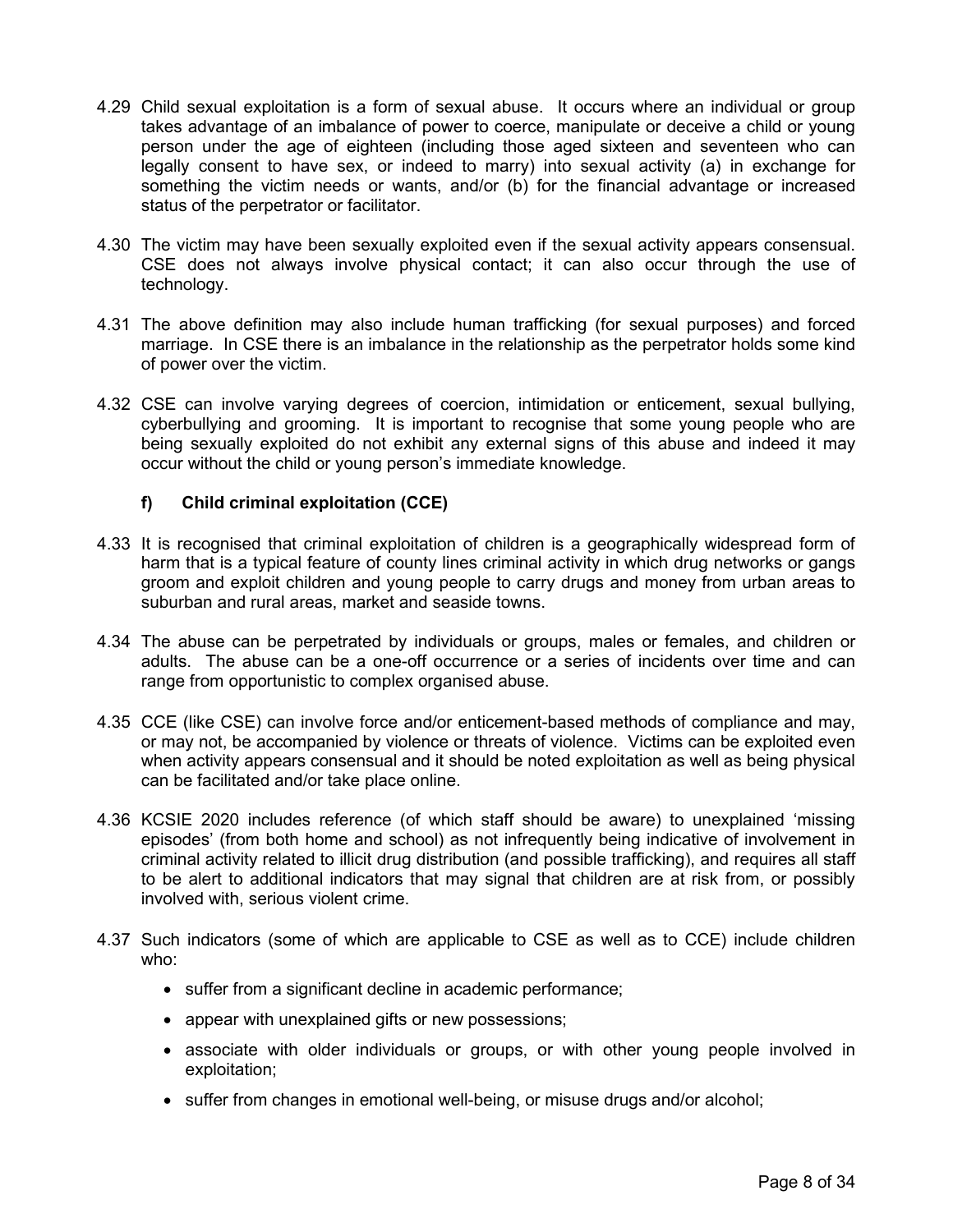4.29 Child sexual exploitation is a form of sexual abuse. It occurs where an individual or group takes advantage of an imbalance of power to coerce, manipulate or deceive a child or young person under the age of eighteen (including those aged sixteen and seventeen who can legally consent to have sex, or indeed to marry) into sexual activity (a) in exchange for something the victim needs or wants, and/or (b) for the financial advantage or increased status of the perpetrator or facilitator.

4.30 The victim may have been sexually exploited even if the sexual activity appears consensual. CSE does not always involve physical contact; it can also occur through the use of technology.

4.31 The above definition may also include human trafficking (for sexual purposes) and forced marriage. In CSE there is an imbalance in the relationship as the perpetrator holds some kind of power over the victim.

4.32 CSE can involve varying degrees of coercion, intimidation or enticement, sexual bullying, cyberbullying and grooming. It is important to recognise that some young people who are being sexually exploited do not exhibit any external signs of this abuse and indeed it may occur without the child or young person's immediate knowledge.

#### f) Child criminal exploitation (CCE)

4.33 It is recognised that criminal exploitation of children is a geographically widespread form of harm that is a typical feature of county lines criminal activity in which drug networks or gangs groom and exploit children and young people to carry drugs and money from urban areas to suburban and rural areas, market and seaside towns.

4.34 The abuse can be perpetrated by individuals or groups, males or females, and children or adults. The abuse can be a one-off occurrence or a series of incidents over time and can range from opportunistic to complex organised abuse.

4.35 CCE (like CSE) can involve force and/or enticement-based methods of compliance and may, or may not, be accompanied by violence or threats of violence. Victims can be exploited even when activity appears consensual and it should be noted exploitation as well as being physical can be facilitated and/or take place online.

4.36 KCSIE 2020 includes reference (of which staff should be aware) to unexplained 'missing episodes' (from both home and school) as not infrequently being indicative of involvement in criminal activity related to illicit drug distribution (and possible trafficking), and requires all staff to be alert to additional indicators that may signal that children are at risk from, or possibly involved with, serious violent crime.

4.37 Such indicators (some of which are applicable to CSE as well as to CCE) include children who:

- suffer from a significant decline in academic performance;
- appear with unexplained gifts or new possessions;
- associate with older individuals or groups, or with other young people involved in exploitation;
- suffer from changes in emotional well-being, or misuse drugs and/or alcohol;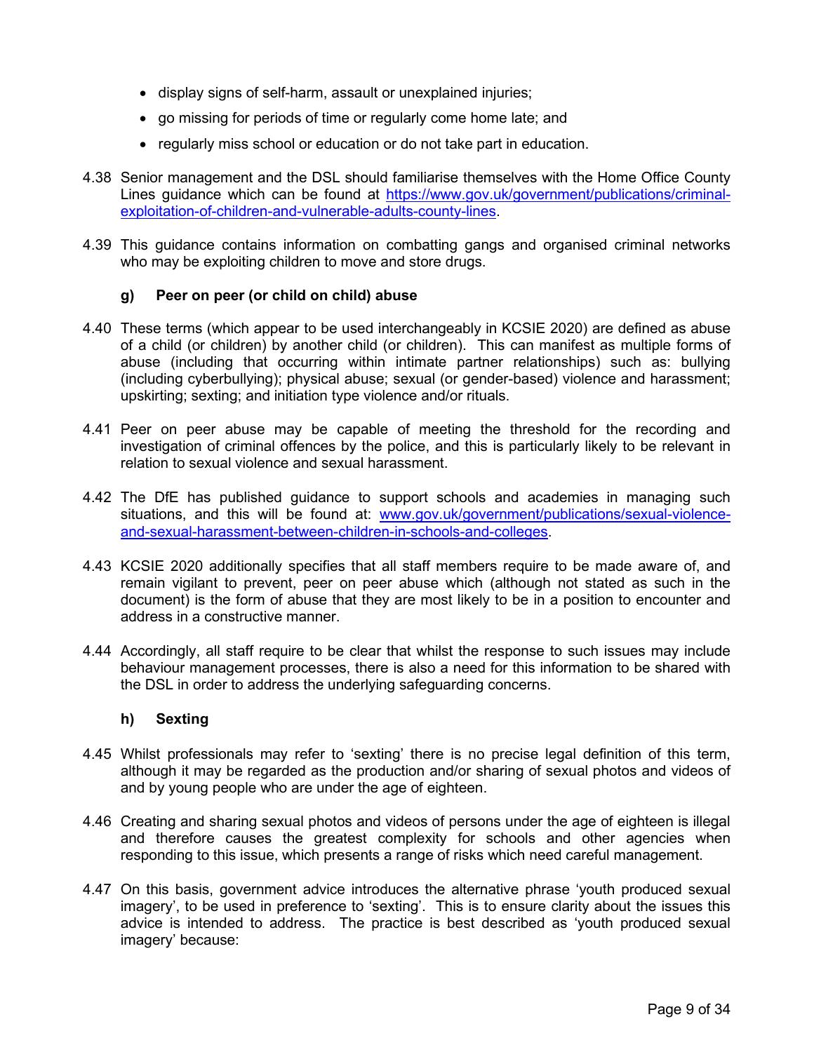- display signs of self-harm, assault or unexplained injuries;
- go missing for periods of time or regularly come home late; and
- regularly miss school or education or do not take part in education.

4.38 Senior management and the DSL should familiarise themselves with the Home Office County Lines guidance which can be found at [https://www.gov.uk/government/publications/criminal-exploitation-of-children-and-vulnerable-adults-county-lines](https://www.gov.uk/government/publications/criminal-exploitation-of-children-and-vulnerable-adults-county-lines).

4.39 This guidance contains information on combatting gangs and organised criminal networks who may be exploiting children to move and store drugs.

### g) Peer on peer (or child on child) abuse

4.40 These terms (which appear to be used interchangeably in KCSIE 2020) are defined as abuse of a child (or children) by another child (or children). This can manifest as multiple forms of abuse (including that occurring within intimate partner relationships) such as: bullying (including cyberbullying); physical abuse; sexual (or gender-based) violence and harassment; upskirting; sexting; and initiation type violence and/or rituals.

4.41 Peer on peer abuse may be capable of meeting the threshold for the recording and investigation of criminal offences by the police, and this is particularly likely to be relevant in relation to sexual violence and sexual harassment.

4.42 The DfE has published guidance to support schools and academies in managing such situations, and this will be found at: [www.gov.uk/government/publications/sexual-violence-and-sexual-harassment-between-children-in-schools-and-colleges](https://www.gov.uk/government/publications/sexual-violence-and-sexual-harassment-between-children-in-schools-and-colleges).

4.43 KCSIE 2020 additionally specifies that all staff members require to be made aware of, and remain vigilant to prevent, peer on peer abuse which (although not stated as such in the document) is the form of abuse that they are most likely to be in a position to encounter and address in a constructive manner.

4.44 Accordingly, all staff require to be clear that whilst the response to such issues may include behaviour management processes, there is also a need for this information to be shared with the DSL in order to address the underlying safeguarding concerns.

### h) Sexting

4.45 Whilst professionals may refer to 'sexting' there is no precise legal definition of this term, although it may be regarded as the production and/or sharing of sexual photos and videos of and by young people who are under the age of eighteen.

4.46 Creating and sharing sexual photos and videos of persons under the age of eighteen is illegal and therefore causes the greatest complexity for schools and other agencies when responding to this issue, which presents a range of risks which need careful management.

4.47 On this basis, government advice introduces the alternative phrase 'youth produced sexual imagery', to be used in preference to 'sexting'. This is to ensure clarity about the issues this advice is intended to address. The practice is best described as 'youth produced sexual imagery' because: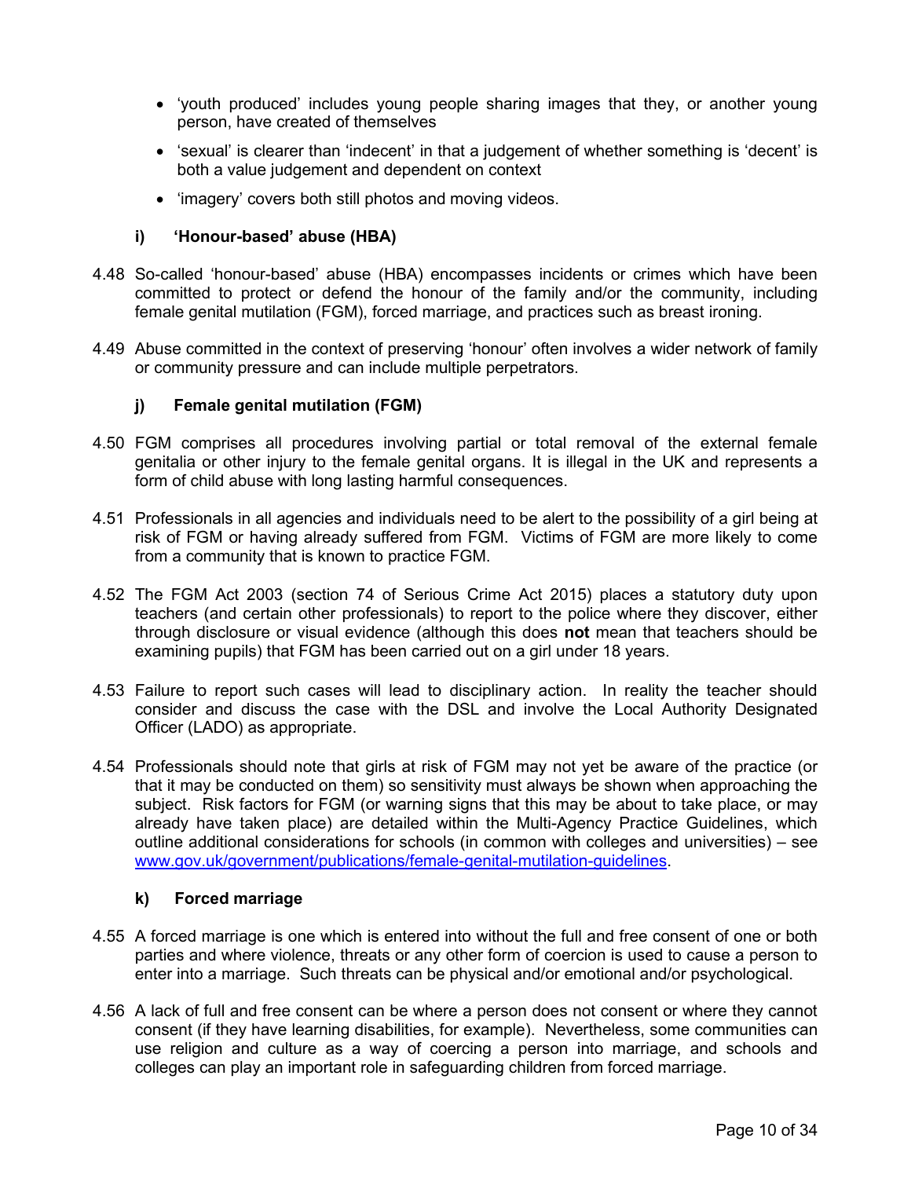- 'youth produced' includes young people sharing images that they, or another young person, have created of themselves
- 'sexual' is clearer than 'indecent' in that a judgement of whether something is 'decent' is both a value judgement and dependent on context
- 'imagery' covers both still photos and moving videos.

### i) 'Honour-based' abuse (HBA)

4.48 So-called 'honour-based' abuse (HBA) encompasses incidents or crimes which have been committed to protect or defend the honour of the family and/or the community, including female genital mutilation (FGM), forced marriage, and practices such as breast ironing.

4.49 Abuse committed in the context of preserving 'honour' often involves a wider network of family or community pressure and can include multiple perpetrators.

### j) Female genital mutilation (FGM)

4.50 FGM comprises all procedures involving partial or total removal of the external female genitalia or other injury to the female genital organs. It is illegal in the UK and represents a form of child abuse with long lasting harmful consequences.

4.51 Professionals in all agencies and individuals need to be alert to the possibility of a girl being at risk of FGM or having already suffered from FGM. Victims of FGM are more likely to come from a community that is known to practice FGM.

4.52 The FGM Act 2003 (section 74 of Serious Crime Act 2015) places a statutory duty upon teachers (and certain other professionals) to report to the police where they discover, either through disclosure or visual evidence (although this does **not** mean that teachers should be examining pupils) that FGM has been carried out on a girl under 18 years.

4.53 Failure to report such cases will lead to disciplinary action. In reality the teacher should consider and discuss the case with the DSL and involve the Local Authority Designated Officer (LADO) as appropriate.

4.54 Professionals should note that girls at risk of FGM may not yet be aware of the practice (or that it may be conducted on them) so sensitivity must always be shown when approaching the subject. Risk factors for FGM (or warning signs that this may be about to take place, or may already have taken place) are detailed within the Multi-Agency Practice Guidelines, which outline additional considerations for schools (in common with colleges and universities) – see [www.gov.uk/government/publications/female-genital-mutilation-guidelines](http://www.gov.uk/government/publications/female-genital-mutilation-guidelines).

### k) Forced marriage

4.55 A forced marriage is one which is entered into without the full and free consent of one or both parties and where violence, threats or any other form of coercion is used to cause a person to enter into a marriage. Such threats can be physical and/or emotional and/or psychological.

4.56 A lack of full and free consent can be where a person does not consent or where they cannot consent (if they have learning disabilities, for example). Nevertheless, some communities can use religion and culture as a way of coercing a person into marriage, and schools and colleges can play an important role in safeguarding children from forced marriage.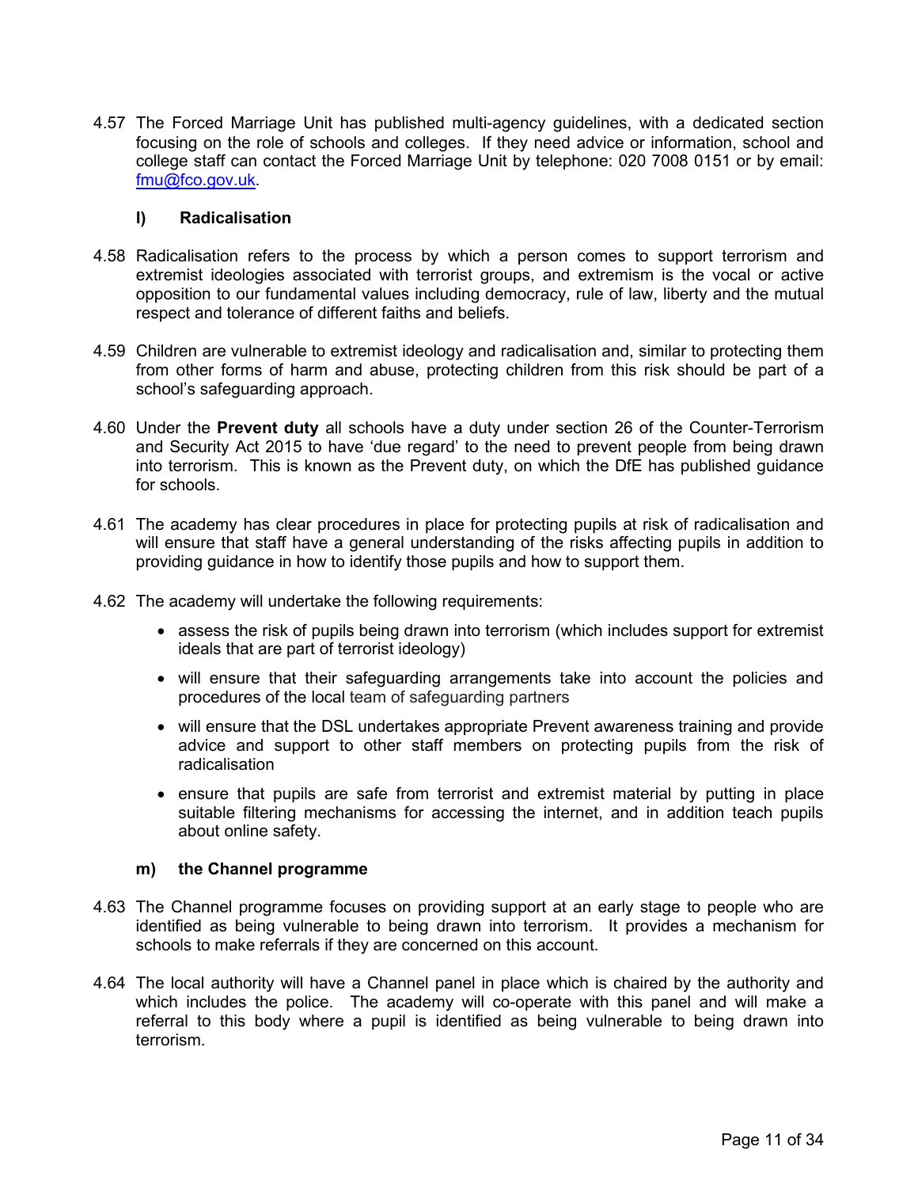4.57 The Forced Marriage Unit has published multi-agency guidelines, with a dedicated section focusing on the role of schools and colleges. If they need advice or information, school and college staff can contact the Forced Marriage Unit by telephone: 020 7008 0151 or by email: fmu@fco.gov.uk.

### l) Radicalisation

4.58 Radicalisation refers to the process by which a person comes to support terrorism and extremist ideologies associated with terrorist groups, and extremism is the vocal or active opposition to our fundamental values including democracy, rule of law, liberty and the mutual respect and tolerance of different faiths and beliefs.

4.59 Children are vulnerable to extremist ideology and radicalisation and, similar to protecting them from other forms of harm and abuse, protecting children from this risk should be part of a school's safeguarding approach.

4.60 Under the **Prevent duty** all schools have a duty under section 26 of the Counter-Terrorism and Security Act 2015 to have 'due regard' to the need to prevent people from being drawn into terrorism. This is known as the Prevent duty, on which the DfE has published guidance for schools.

4.61 The academy has clear procedures in place for protecting pupils at risk of radicalisation and will ensure that staff have a general understanding of the risks affecting pupils in addition to providing guidance in how to identify those pupils and how to support them.

4.62 The academy will undertake the following requirements:

- assess the risk of pupils being drawn into terrorism (which includes support for extremist ideals that are part of terrorist ideology)
- will ensure that their safeguarding arrangements take into account the policies and procedures of the local team of safeguarding partners
- will ensure that the DSL undertakes appropriate Prevent awareness training and provide advice and support to other staff members on protecting pupils from the risk of radicalisation
- ensure that pupils are safe from terrorist and extremist material by putting in place suitable filtering mechanisms for accessing the internet, and in addition teach pupils about online safety.

### m) the Channel programme

4.63 The Channel programme focuses on providing support at an early stage to people who are identified as being vulnerable to being drawn into terrorism. It provides a mechanism for schools to make referrals if they are concerned on this account.

4.64 The local authority will have a Channel panel in place which is chaired by the authority and which includes the police. The academy will co-operate with this panel and will make a referral to this body where a pupil is identified as being vulnerable to being drawn into terrorism.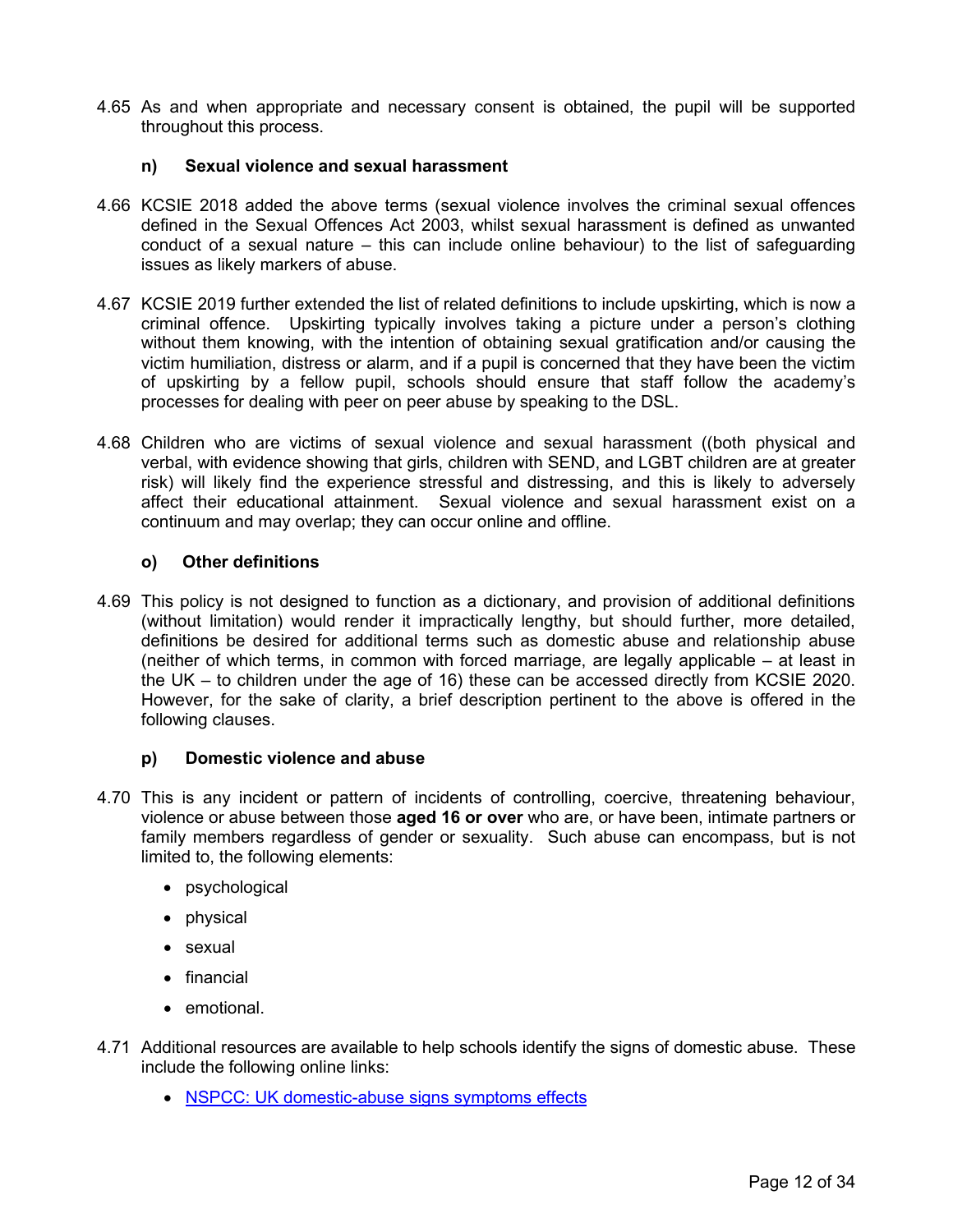4.65 As and when appropriate and necessary consent is obtained, the pupil will be supported throughout this process.

### n) Sexual violence and sexual harassment

4.66 KCSIE 2018 added the above terms (sexual violence involves the criminal sexual offences defined in the Sexual Offences Act 2003, whilst sexual harassment is defined as unwanted conduct of a sexual nature – this can include online behaviour) to the list of safeguarding issues as likely markers of abuse.

4.67 KCSIE 2019 further extended the list of related definitions to include upskirting, which is now a criminal offence. Upskirting typically involves taking a picture under a person's clothing without them knowing, with the intention of obtaining sexual gratification and/or causing the victim humiliation, distress or alarm, and if a pupil is concerned that they have been the victim of upskirting by a fellow pupil, schools should ensure that staff follow the academy's processes for dealing with peer on peer abuse by speaking to the DSL.

4.68 Children who are victims of sexual violence and sexual harassment ((both physical and verbal, with evidence showing that girls, children with SEND, and LGBT children are at greater risk) will likely find the experience stressful and distressing, and this is likely to adversely affect their educational attainment. Sexual violence and sexual harassment exist on a continuum and may overlap; they can occur online and offline.

### o) Other definitions

4.69 This policy is not designed to function as a dictionary, and provision of additional definitions (without limitation) would render it impractically lengthy, but should further, more detailed, definitions be desired for additional terms such as domestic abuse and relationship abuse (neither of which terms, in common with forced marriage, are legally applicable – at least in the UK – to children under the age of 16) these can be accessed directly from KCSIE 2020. However, for the sake of clarity, a brief description pertinent to the above is offered in the following clauses.

### p) Domestic violence and abuse

4.70 This is any incident or pattern of incidents of controlling, coercive, threatening behaviour, violence or abuse between those **aged 16 or over** who are, or have been, intimate partners or family members regardless of gender or sexuality. Such abuse can encompass, but is not limited to, the following elements:

- psychological
- physical
- sexual
- financial
- emotional.

4.71 Additional resources are available to help schools identify the signs of domestic abuse. These include the following online links:

- NSPCC: UK domestic-abuse signs symptoms effects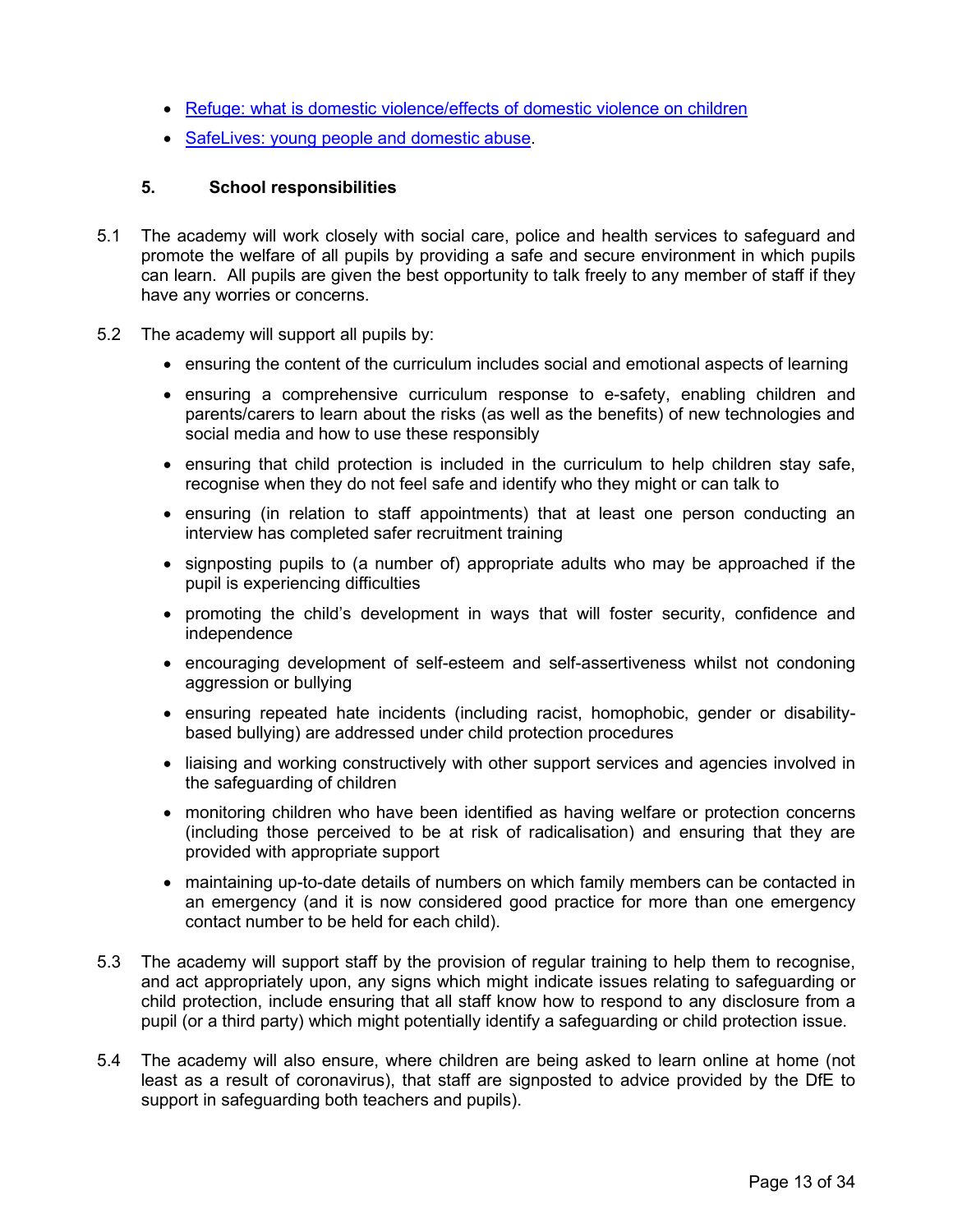- [Refuge: what is domestic violence/effects of domestic violence on children]()
- [SafeLives: young people and domestic abuse]().

## 5. School responsibilities

5.1 The academy will work closely with social care, police and health services to safeguard and promote the welfare of all pupils by providing a safe and secure environment in which pupils can learn. All pupils are given the best opportunity to talk freely to any member of staff if they have any worries or concerns.

5.2 The academy will support all pupils by:

- ensuring the content of the curriculum includes social and emotional aspects of learning
- ensuring a comprehensive curriculum response to e-safety, enabling children and parents/carers to learn about the risks (as well as the benefits) of new technologies and social media and how to use these responsibly
- ensuring that child protection is included in the curriculum to help children stay safe, recognise when they do not feel safe and identify who they might or can talk to
- ensuring (in relation to staff appointments) that at least one person conducting an interview has completed safer recruitment training
- signposting pupils to (a number of) appropriate adults who may be approached if the pupil is experiencing difficulties
- promoting the child's development in ways that will foster security, confidence and independence
- encouraging development of self-esteem and self-assertiveness whilst not condoning aggression or bullying
- ensuring repeated hate incidents (including racist, homophobic, gender or disability-based bullying) are addressed under child protection procedures
- liaising and working constructively with other support services and agencies involved in the safeguarding of children
- monitoring children who have been identified as having welfare or protection concerns (including those perceived to be at risk of radicalisation) and ensuring that they are provided with appropriate support
- maintaining up-to-date details of numbers on which family members can be contacted in an emergency (and it is now considered good practice for more than one emergency contact number to be held for each child).

5.3 The academy will support staff by the provision of regular training to help them to recognise, and act appropriately upon, any signs which might indicate issues relating to safeguarding or child protection, include ensuring that all staff know how to respond to any disclosure from a pupil (or a third party) which might potentially identify a safeguarding or child protection issue.

5.4 The academy will also ensure, where children are being asked to learn online at home (not least as a result of coronavirus), that staff are signposted to advice provided by the DfE to support in safeguarding both teachers and pupils).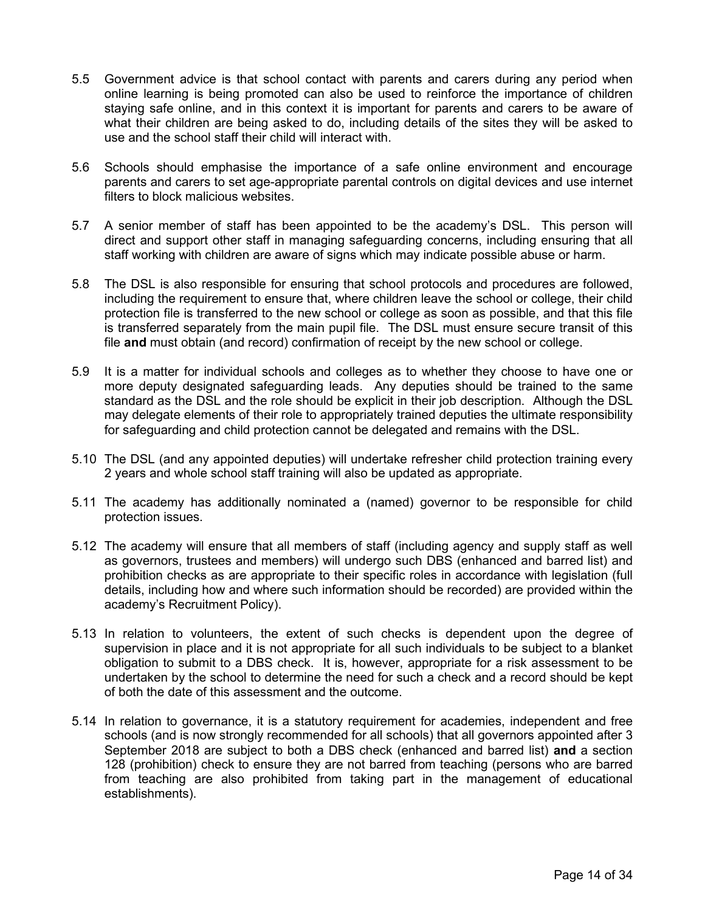5.5 Government advice is that school contact with parents and carers during any period when online learning is being promoted can also be used to reinforce the importance of children staying safe online, and in this context it is important for parents and carers to be aware of what their children are being asked to do, including details of the sites they will be asked to use and the school staff their child will interact with.

5.6 Schools should emphasise the importance of a safe online environment and encourage parents and carers to set age-appropriate parental controls on digital devices and use internet filters to block malicious websites.

5.7 A senior member of staff has been appointed to be the academy's DSL. This person will direct and support other staff in managing safeguarding concerns, including ensuring that all staff working with children are aware of signs which may indicate possible abuse or harm.

5.8 The DSL is also responsible for ensuring that school protocols and procedures are followed, including the requirement to ensure that, where children leave the school or college, their child protection file is transferred to the new school or college as soon as possible, and that this file is transferred separately from the main pupil file. The DSL must ensure secure transit of this file **and** must obtain (and record) confirmation of receipt by the new school or college.

5.9 It is a matter for individual schools and colleges as to whether they choose to have one or more deputy designated safeguarding leads. Any deputies should be trained to the same standard as the DSL and the role should be explicit in their job description. Although the DSL may delegate elements of their role to appropriately trained deputies the ultimate responsibility for safeguarding and child protection cannot be delegated and remains with the DSL.

5.10 The DSL (and any appointed deputies) will undertake refresher child protection training every 2 years and whole school staff training will also be updated as appropriate.

5.11 The academy has additionally nominated a (named) governor to be responsible for child protection issues.

5.12 The academy will ensure that all members of staff (including agency and supply staff as well as governors, trustees and members) will undergo such DBS (enhanced and barred list) and prohibition checks as are appropriate to their specific roles in accordance with legislation (full details, including how and where such information should be recorded) are provided within the academy's Recruitment Policy).

5.13 In relation to volunteers, the extent of such checks is dependent upon the degree of supervision in place and it is not appropriate for all such individuals to be subject to a blanket obligation to submit to a DBS check. It is, however, appropriate for a risk assessment to be undertaken by the school to determine the need for such a check and a record should be kept of both the date of this assessment and the outcome.

5.14 In relation to governance, it is a statutory requirement for academies, independent and free schools (and is now strongly recommended for all schools) that all governors appointed after 3 September 2018 are subject to both a DBS check (enhanced and barred list) **and** a section 128 (prohibition) check to ensure they are not barred from teaching (persons who are barred from teaching are also prohibited from taking part in the management of educational establishments).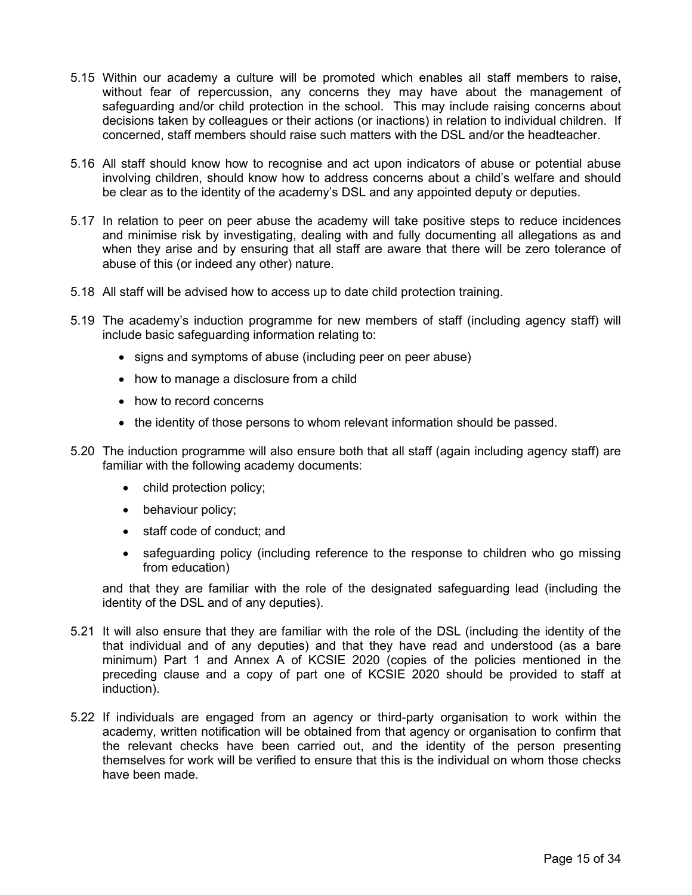5.15 Within our academy a culture will be promoted which enables all staff members to raise, without fear of repercussion, any concerns they may have about the management of safeguarding and/or child protection in the school. This may include raising concerns about decisions taken by colleagues or their actions (or inactions) in relation to individual children. If concerned, staff members should raise such matters with the DSL and/or the headteacher.

5.16 All staff should know how to recognise and act upon indicators of abuse or potential abuse involving children, should know how to address concerns about a child's welfare and should be clear as to the identity of the academy's DSL and any appointed deputy or deputies.

5.17 In relation to peer on peer abuse the academy will take positive steps to reduce incidences and minimise risk by investigating, dealing with and fully documenting all allegations as and when they arise and by ensuring that all staff are aware that there will be zero tolerance of abuse of this (or indeed any other) nature.

5.18 All staff will be advised how to access up to date child protection training.

5.19 The academy's induction programme for new members of staff (including agency staff) will include basic safeguarding information relating to:

- signs and symptoms of abuse (including peer on peer abuse)
- how to manage a disclosure from a child
- how to record concerns
- the identity of those persons to whom relevant information should be passed.

5.20 The induction programme will also ensure both that all staff (again including agency staff) are familiar with the following academy documents:

- child protection policy;
- behaviour policy;
- staff code of conduct; and
- safeguarding policy (including reference to the response to children who go missing from education)

and that they are familiar with the role of the designated safeguarding lead (including the identity of the DSL and of any deputies).

5.21 It will also ensure that they are familiar with the role of the DSL (including the identity of the that individual and of any deputies) and that they have read and understood (as a bare minimum) Part 1 and Annex A of KCSIE 2020 (copies of the policies mentioned in the preceding clause and a copy of part one of KCSIE 2020 should be provided to staff at induction).

5.22 If individuals are engaged from an agency or third-party organisation to work within the academy, written notification will be obtained from that agency or organisation to confirm that the relevant checks have been carried out, and the identity of the person presenting themselves for work will be verified to ensure that this is the individual on whom those checks have been made.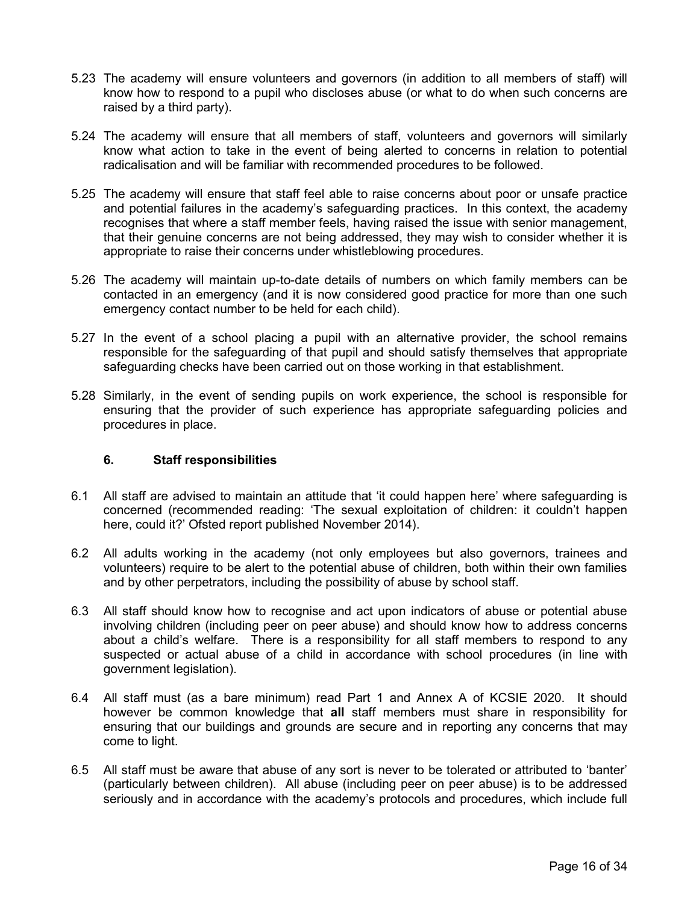5.23 The academy will ensure volunteers and governors (in addition to all members of staff) will know how to respond to a pupil who discloses abuse (or what to do when such concerns are raised by a third party).

5.24 The academy will ensure that all members of staff, volunteers and governors will similarly know what action to take in the event of being alerted to concerns in relation to potential radicalisation and will be familiar with recommended procedures to be followed.

5.25 The academy will ensure that staff feel able to raise concerns about poor or unsafe practice and potential failures in the academy's safeguarding practices. In this context, the academy recognises that where a staff member feels, having raised the issue with senior management, that their genuine concerns are not being addressed, they may wish to consider whether it is appropriate to raise their concerns under whistleblowing procedures.

5.26 The academy will maintain up-to-date details of numbers on which family members can be contacted in an emergency (and it is now considered good practice for more than one such emergency contact number to be held for each child).

5.27 In the event of a school placing a pupil with an alternative provider, the school remains responsible for the safeguarding of that pupil and should satisfy themselves that appropriate safeguarding checks have been carried out on those working in that establishment.

5.28 Similarly, in the event of sending pupils on work experience, the school is responsible for ensuring that the provider of such experience has appropriate safeguarding policies and procedures in place.

## 6. Staff responsibilities

6.1 All staff are advised to maintain an attitude that 'it could happen here' where safeguarding is concerned (recommended reading: 'The sexual exploitation of children: it couldn't happen here, could it?' Ofsted report published November 2014).

6.2 All adults working in the academy (not only employees but also governors, trainees and volunteers) require to be alert to the potential abuse of children, both within their own families and by other perpetrators, including the possibility of abuse by school staff.

6.3 All staff should know how to recognise and act upon indicators of abuse or potential abuse involving children (including peer on peer abuse) and should know how to address concerns about a child's welfare. There is a responsibility for all staff members to respond to any suspected or actual abuse of a child in accordance with school procedures (in line with government legislation).

6.4 All staff must (as a bare minimum) read Part 1 and Annex A of KCSIE 2020. It should however be common knowledge that **all** staff members must share in responsibility for ensuring that our buildings and grounds are secure and in reporting any concerns that may come to light.

6.5 All staff must be aware that abuse of any sort is never to be tolerated or attributed to 'banter' (particularly between children). All abuse (including peer on peer abuse) is to be addressed seriously and in accordance with the academy's protocols and procedures, which include full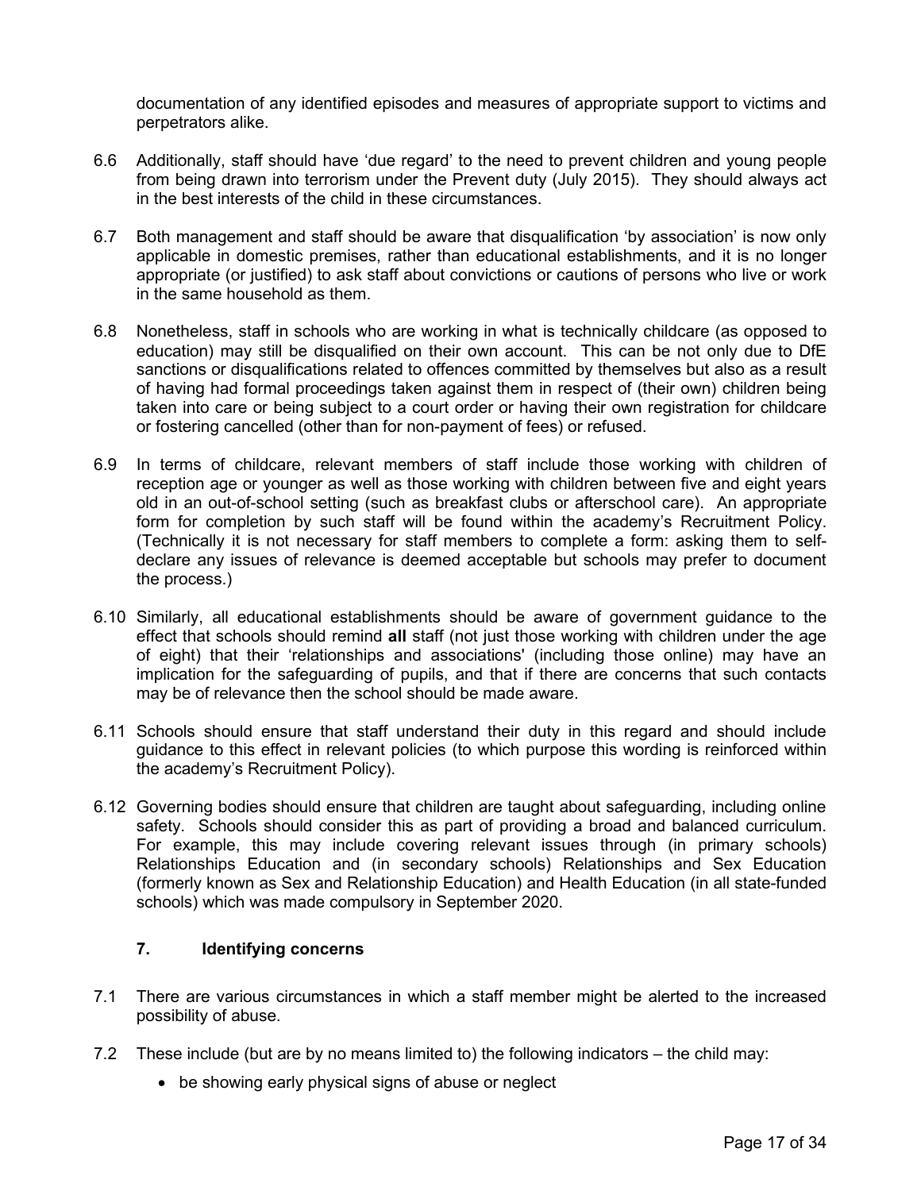documentation of any identified episodes and measures of appropriate support to victims and perpetrators alike.

6.6 Additionally, staff should have 'due regard' to the need to prevent children and young people from being drawn into terrorism under the Prevent duty (July 2015). They should always act in the best interests of the child in these circumstances.

6.7 Both management and staff should be aware that disqualification 'by association' is now only applicable in domestic premises, rather than educational establishments, and it is no longer appropriate (or justified) to ask staff about convictions or cautions of persons who live or work in the same household as them.

6.8 Nonetheless, staff in schools who are working in what is technically childcare (as opposed to education) may still be disqualified on their own account. This can be not only due to DfE sanctions or disqualifications related to offences committed by themselves but also as a result of having had formal proceedings taken against them in respect of (their own) children being taken into care or being subject to a court order or having their own registration for childcare or fostering cancelled (other than for non-payment of fees) or refused.

6.9 In terms of childcare, relevant members of staff include those working with children of reception age or younger as well as those working with children between five and eight years old in an out-of-school setting (such as breakfast clubs or afterschool care). An appropriate form for completion by such staff will be found within the academy's Recruitment Policy. (Technically it is not necessary for staff members to complete a form: asking them to self-declare any issues of relevance is deemed acceptable but schools may prefer to document the process.)

6.10 Similarly, all educational establishments should be aware of government guidance to the effect that schools should remind **all** staff (not just those working with children under the age of eight) that their 'relationships and associations' (including those online) may have an implication for the safeguarding of pupils, and that if there are concerns that such contacts may be of relevance then the school should be made aware.

6.11 Schools should ensure that staff understand their duty in this regard and should include guidance to this effect in relevant policies (to which purpose this wording is reinforced within the academy's Recruitment Policy).

6.12 Governing bodies should ensure that children are taught about safeguarding, including online safety. Schools should consider this as part of providing a broad and balanced curriculum. For example, this may include covering relevant issues through (in primary schools) Relationships Education and (in secondary schools) Relationships and Sex Education (formerly known as Sex and Relationship Education) and Health Education (in all state-funded schools) which was made compulsory in September 2020.

## 7. Identifying concerns

7.1 There are various circumstances in which a staff member might be alerted to the increased possibility of abuse.

7.2 These include (but are by no means limited to) the following indicators – the child may:

- be showing early physical signs of abuse or neglect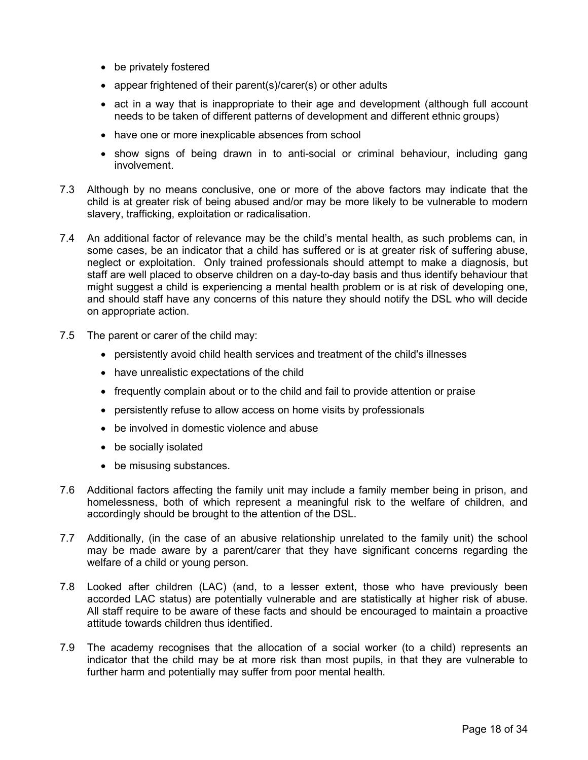- be privately fostered
- appear frightened of their parent(s)/carer(s) or other adults
- act in a way that is inappropriate to their age and development (although full account needs to be taken of different patterns of development and different ethnic groups)
- have one or more inexplicable absences from school
- show signs of being drawn in to anti-social or criminal behaviour, including gang involvement.

7.3 Although by no means conclusive, one or more of the above factors may indicate that the child is at greater risk of being abused and/or may be more likely to be vulnerable to modern slavery, trafficking, exploitation or radicalisation.

7.4 An additional factor of relevance may be the child's mental health, as such problems can, in some cases, be an indicator that a child has suffered or is at greater risk of suffering abuse, neglect or exploitation. Only trained professionals should attempt to make a diagnosis, but staff are well placed to observe children on a day-to-day basis and thus identify behaviour that might suggest a child is experiencing a mental health problem or is at risk of developing one, and should staff have any concerns of this nature they should notify the DSL who will decide on appropriate action.

7.5 The parent or carer of the child may:

- persistently avoid child health services and treatment of the child's illnesses
- have unrealistic expectations of the child
- frequently complain about or to the child and fail to provide attention or praise
- persistently refuse to allow access on home visits by professionals
- be involved in domestic violence and abuse
- be socially isolated
- be misusing substances.

7.6 Additional factors affecting the family unit may include a family member being in prison, and homelessness, both of which represent a meaningful risk to the welfare of children, and accordingly should be brought to the attention of the DSL.

7.7 Additionally, (in the case of an abusive relationship unrelated to the family unit) the school may be made aware by a parent/carer that they have significant concerns regarding the welfare of a child or young person.

7.8 Looked after children (LAC) (and, to a lesser extent, those who have previously been accorded LAC status) are potentially vulnerable and are statistically at higher risk of abuse. All staff require to be aware of these facts and should be encouraged to maintain a proactive attitude towards children thus identified.

7.9 The academy recognises that the allocation of a social worker (to a child) represents an indicator that the child may be at more risk than most pupils, in that they are vulnerable to further harm and potentially may suffer from poor mental health.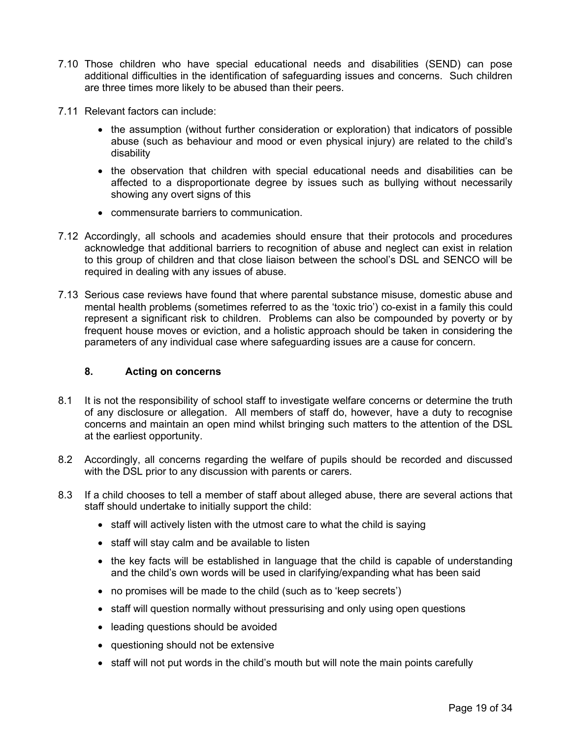7.10 Those children who have special educational needs and disabilities (SEND) can pose additional difficulties in the identification of safeguarding issues and concerns. Such children are three times more likely to be abused than their peers.

7.11 Relevant factors can include:

- the assumption (without further consideration or exploration) that indicators of possible abuse (such as behaviour and mood or even physical injury) are related to the child's disability
- the observation that children with special educational needs and disabilities can be affected to a disproportionate degree by issues such as bullying without necessarily showing any overt signs of this
- commensurate barriers to communication.

7.12 Accordingly, all schools and academies should ensure that their protocols and procedures acknowledge that additional barriers to recognition of abuse and neglect can exist in relation to this group of children and that close liaison between the school's DSL and SENCO will be required in dealing with any issues of abuse.

7.13 Serious case reviews have found that where parental substance misuse, domestic abuse and mental health problems (sometimes referred to as the 'toxic trio') co-exist in a family this could represent a significant risk to children. Problems can also be compounded by poverty or by frequent house moves or eviction, and a holistic approach should be taken in considering the parameters of any individual case where safeguarding issues are a cause for concern.

## 8. Acting on concerns

8.1 It is not the responsibility of school staff to investigate welfare concerns or determine the truth of any disclosure or allegation. All members of staff do, however, have a duty to recognise concerns and maintain an open mind whilst bringing such matters to the attention of the DSL at the earliest opportunity.

8.2 Accordingly, all concerns regarding the welfare of pupils should be recorded and discussed with the DSL prior to any discussion with parents or carers.

8.3 If a child chooses to tell a member of staff about alleged abuse, there are several actions that staff should undertake to initially support the child:

- staff will actively listen with the utmost care to what the child is saying
- staff will stay calm and be available to listen
- the key facts will be established in language that the child is capable of understanding and the child's own words will be used in clarifying/expanding what has been said
- no promises will be made to the child (such as to 'keep secrets')
- staff will question normally without pressurising and only using open questions
- leading questions should be avoided
- questioning should not be extensive
- staff will not put words in the child's mouth but will note the main points carefully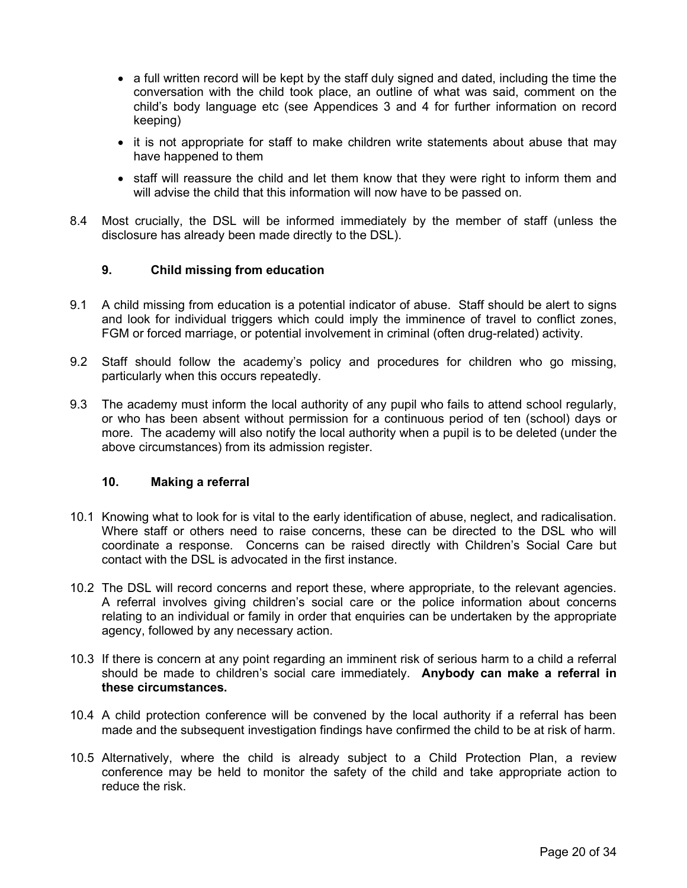- a full written record will be kept by the staff duly signed and dated, including the time the conversation with the child took place, an outline of what was said, comment on the child's body language etc (see Appendices 3 and 4 for further information on record keeping)
- it is not appropriate for staff to make children write statements about abuse that may have happened to them
- staff will reassure the child and let them know that they were right to inform them and will advise the child that this information will now have to be passed on.

8.4 Most crucially, the DSL will be informed immediately by the member of staff (unless the disclosure has already been made directly to the DSL).

### 9. Child missing from education

9.1 A child missing from education is a potential indicator of abuse. Staff should be alert to signs and look for individual triggers which could imply the imminence of travel to conflict zones, FGM or forced marriage, or potential involvement in criminal (often drug-related) activity.

9.2 Staff should follow the academy's policy and procedures for children who go missing, particularly when this occurs repeatedly.

9.3 The academy must inform the local authority of any pupil who fails to attend school regularly, or who has been absent without permission for a continuous period of ten (school) days or more. The academy will also notify the local authority when a pupil is to be deleted (under the above circumstances) from its admission register.

### 10. Making a referral

10.1 Knowing what to look for is vital to the early identification of abuse, neglect, and radicalisation. Where staff or others need to raise concerns, these can be directed to the DSL who will coordinate a response. Concerns can be raised directly with Children's Social Care but contact with the DSL is advocated in the first instance.

10.2 The DSL will record concerns and report these, where appropriate, to the relevant agencies. A referral involves giving children's social care or the police information about concerns relating to an individual or family in order that enquiries can be undertaken by the appropriate agency, followed by any necessary action.

10.3 If there is concern at any point regarding an imminent risk of serious harm to a child a referral should be made to children's social care immediately. **Anybody can make a referral in these circumstances.**

10.4 A child protection conference will be convened by the local authority if a referral has been made and the subsequent investigation findings have confirmed the child to be at risk of harm.

10.5 Alternatively, where the child is already subject to a Child Protection Plan, a review conference may be held to monitor the safety of the child and take appropriate action to reduce the risk.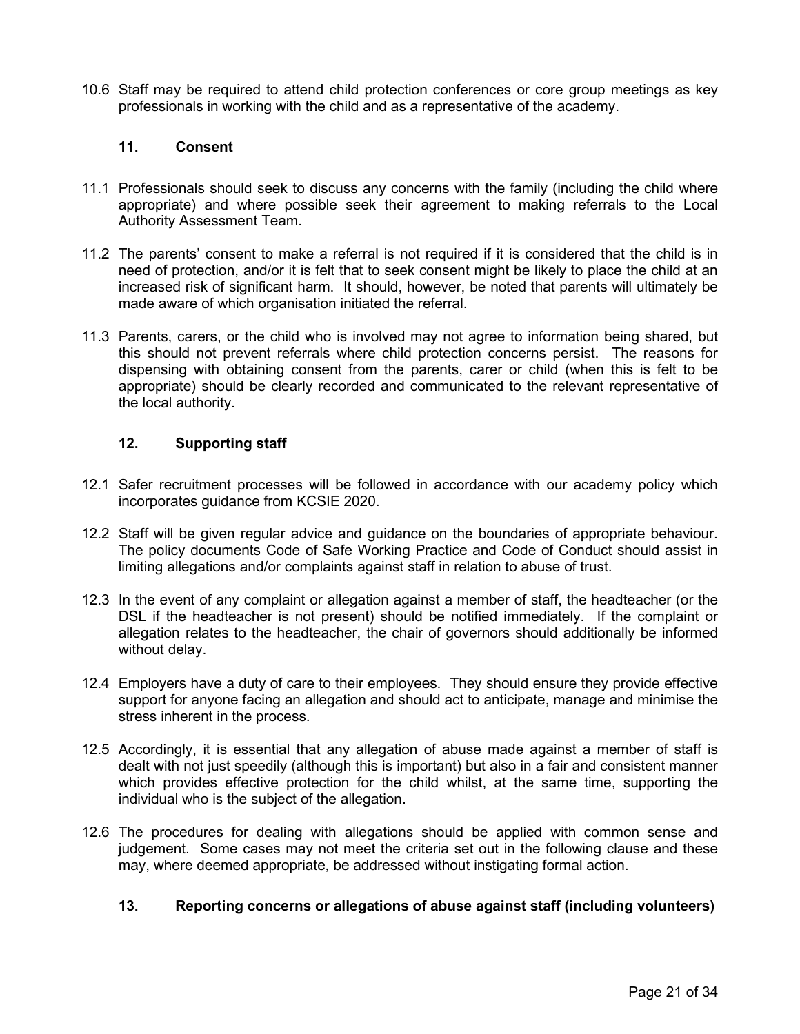10.6 Staff may be required to attend child protection conferences or core group meetings as key professionals in working with the child and as a representative of the academy.

## 11. Consent

11.1 Professionals should seek to discuss any concerns with the family (including the child where appropriate) and where possible seek their agreement to making referrals to the Local Authority Assessment Team.

11.2 The parents' consent to make a referral is not required if it is considered that the child is in need of protection, and/or it is felt that to seek consent might be likely to place the child at an increased risk of significant harm. It should, however, be noted that parents will ultimately be made aware of which organisation initiated the referral.

11.3 Parents, carers, or the child who is involved may not agree to information being shared, but this should not prevent referrals where child protection concerns persist. The reasons for dispensing with obtaining consent from the parents, carer or child (when this is felt to be appropriate) should be clearly recorded and communicated to the relevant representative of the local authority.

## 12. Supporting staff

12.1 Safer recruitment processes will be followed in accordance with our academy policy which incorporates guidance from KCSIE 2020.

12.2 Staff will be given regular advice and guidance on the boundaries of appropriate behaviour. The policy documents Code of Safe Working Practice and Code of Conduct should assist in limiting allegations and/or complaints against staff in relation to abuse of trust.

12.3 In the event of any complaint or allegation against a member of staff, the headteacher (or the DSL if the headteacher is not present) should be notified immediately. If the complaint or allegation relates to the headteacher, the chair of governors should additionally be informed without delay.

12.4 Employers have a duty of care to their employees. They should ensure they provide effective support for anyone facing an allegation and should act to anticipate, manage and minimise the stress inherent in the process.

12.5 Accordingly, it is essential that any allegation of abuse made against a member of staff is dealt with not just speedily (although this is important) but also in a fair and consistent manner which provides effective protection for the child whilst, at the same time, supporting the individual who is the subject of the allegation.

12.6 The procedures for dealing with allegations should be applied with common sense and judgement. Some cases may not meet the criteria set out in the following clause and these may, where deemed appropriate, be addressed without instigating formal action.

## 13. Reporting concerns or allegations of abuse against staff (including volunteers)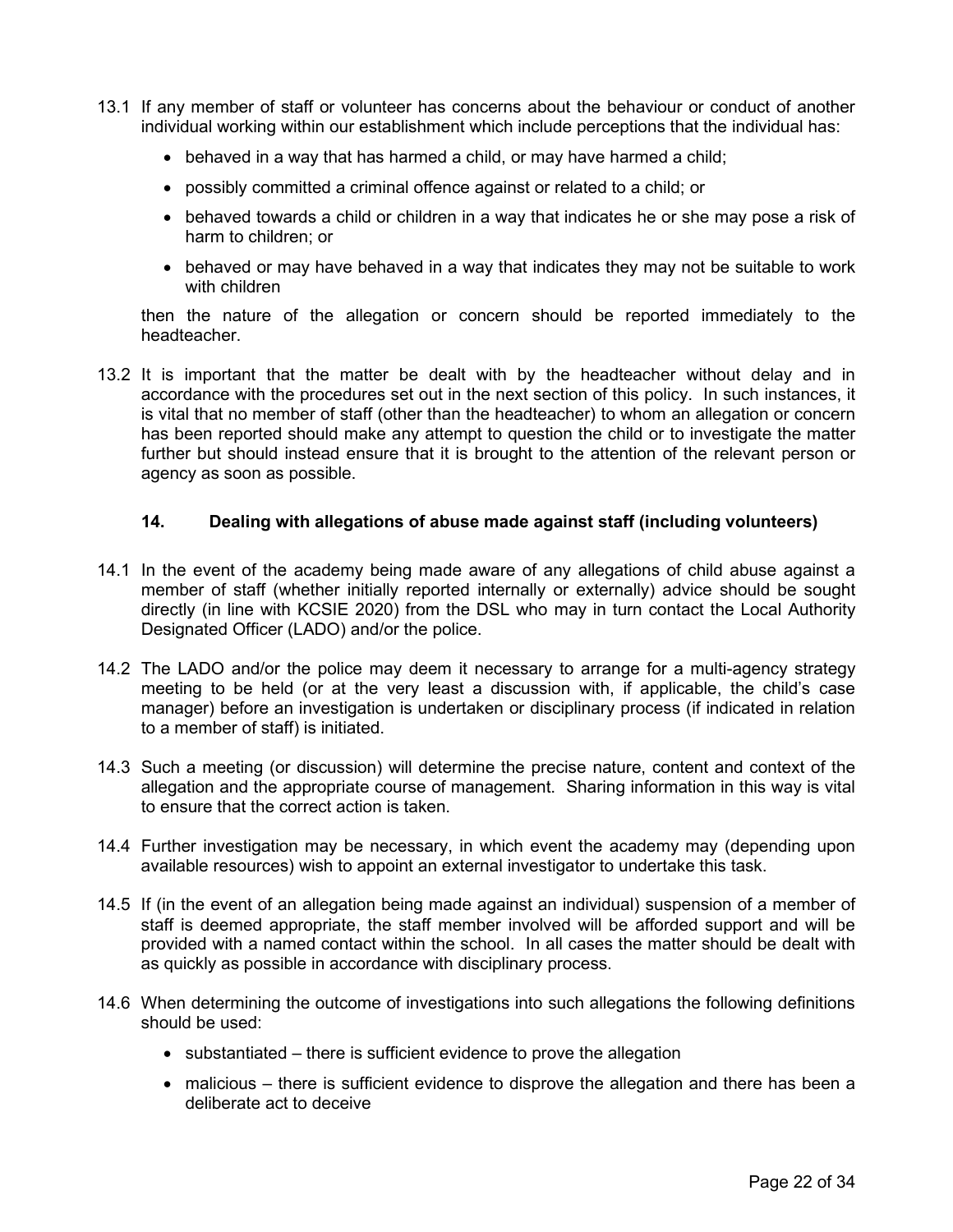13.1 If any member of staff or volunteer has concerns about the behaviour or conduct of another individual working within our establishment which include perceptions that the individual has:

- behaved in a way that has harmed a child, or may have harmed a child;
- possibly committed a criminal offence against or related to a child; or
- behaved towards a child or children in a way that indicates he or she may pose a risk of harm to children; or
- behaved or may have behaved in a way that indicates they may not be suitable to work with children

then the nature of the allegation or concern should be reported immediately to the headteacher.

13.2 It is important that the matter be dealt with by the headteacher without delay and in accordance with the procedures set out in the next section of this policy. In such instances, it is vital that no member of staff (other than the headteacher) to whom an allegation or concern has been reported should make any attempt to question the child or to investigate the matter further but should instead ensure that it is brought to the attention of the relevant person or agency as soon as possible.

## 14. Dealing with allegations of abuse made against staff (including volunteers)

14.1 In the event of the academy being made aware of any allegations of child abuse against a member of staff (whether initially reported internally or externally) advice should be sought directly (in line with KCSIE 2020) from the DSL who may in turn contact the Local Authority Designated Officer (LADO) and/or the police.

14.2 The LADO and/or the police may deem it necessary to arrange for a multi-agency strategy meeting to be held (or at the very least a discussion with, if applicable, the child's case manager) before an investigation is undertaken or disciplinary process (if indicated in relation to a member of staff) is initiated.

14.3 Such a meeting (or discussion) will determine the precise nature, content and context of the allegation and the appropriate course of management. Sharing information in this way is vital to ensure that the correct action is taken.

14.4 Further investigation may be necessary, in which event the academy may (depending upon available resources) wish to appoint an external investigator to undertake this task.

14.5 If (in the event of an allegation being made against an individual) suspension of a member of staff is deemed appropriate, the staff member involved will be afforded support and will be provided with a named contact within the school. In all cases the matter should be dealt with as quickly as possible in accordance with disciplinary process.

14.6 When determining the outcome of investigations into such allegations the following definitions should be used:

- substantiated – there is sufficient evidence to prove the allegation
- malicious – there is sufficient evidence to disprove the allegation and there has been a deliberate act to deceive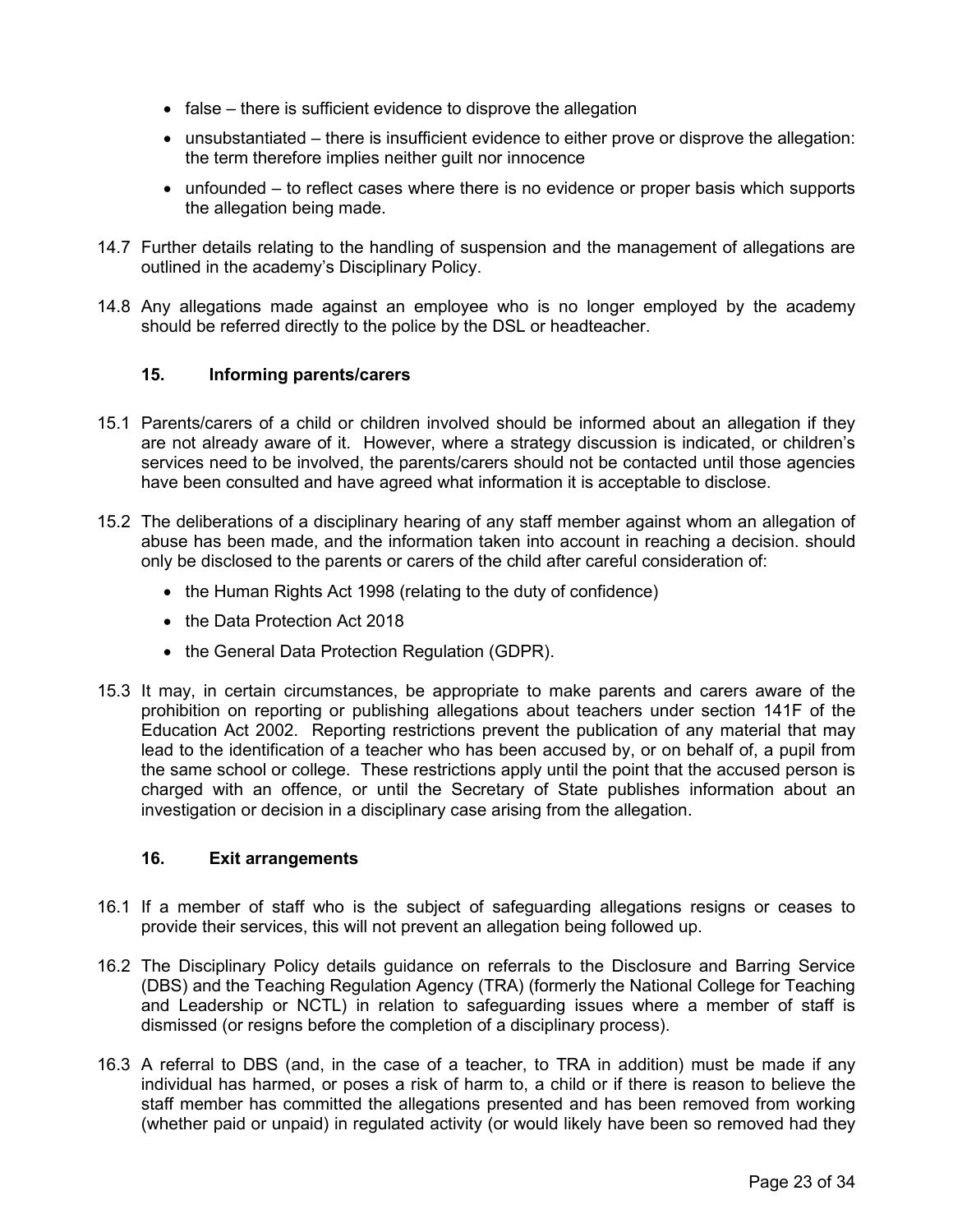- false – there is sufficient evidence to disprove the allegation
- unsubstantiated – there is insufficient evidence to either prove or disprove the allegation: the term therefore implies neither guilt nor innocence
- unfounded – to reflect cases where there is no evidence or proper basis which supports the allegation being made.

14.7 Further details relating to the handling of suspension and the management of allegations are outlined in the academy's Disciplinary Policy.

14.8 Any allegations made against an employee who is no longer employed by the academy should be referred directly to the police by the DSL or headteacher.

## 15. Informing parents/carers

15.1 Parents/carers of a child or children involved should be informed about an allegation if they are not already aware of it. However, where a strategy discussion is indicated, or children's services need to be involved, the parents/carers should not be contacted until those agencies have been consulted and have agreed what information it is acceptable to disclose.

15.2 The deliberations of a disciplinary hearing of any staff member against whom an allegation of abuse has been made, and the information taken into account in reaching a decision. should only be disclosed to the parents or carers of the child after careful consideration of:

- the Human Rights Act 1998 (relating to the duty of confidence)
- the Data Protection Act 2018
- the General Data Protection Regulation (GDPR).

15.3 It may, in certain circumstances, be appropriate to make parents and carers aware of the prohibition on reporting or publishing allegations about teachers under section 141F of the Education Act 2002. Reporting restrictions prevent the publication of any material that may lead to the identification of a teacher who has been accused by, or on behalf of, a pupil from the same school or college. These restrictions apply until the point that the accused person is charged with an offence, or until the Secretary of State publishes information about an investigation or decision in a disciplinary case arising from the allegation.

## 16. Exit arrangements

16.1 If a member of staff who is the subject of safeguarding allegations resigns or ceases to provide their services, this will not prevent an allegation being followed up.

16.2 The Disciplinary Policy details guidance on referrals to the Disclosure and Barring Service (DBS) and the Teaching Regulation Agency (TRA) (formerly the National College for Teaching and Leadership or NCTL) in relation to safeguarding issues where a member of staff is dismissed (or resigns before the completion of a disciplinary process).

16.3 A referral to DBS (and, in the case of a teacher, to TRA in addition) must be made if any individual has harmed, or poses a risk of harm to, a child or if there is reason to believe the staff member has committed the allegations presented and has been removed from working (whether paid or unpaid) in regulated activity (or would likely have been so removed had they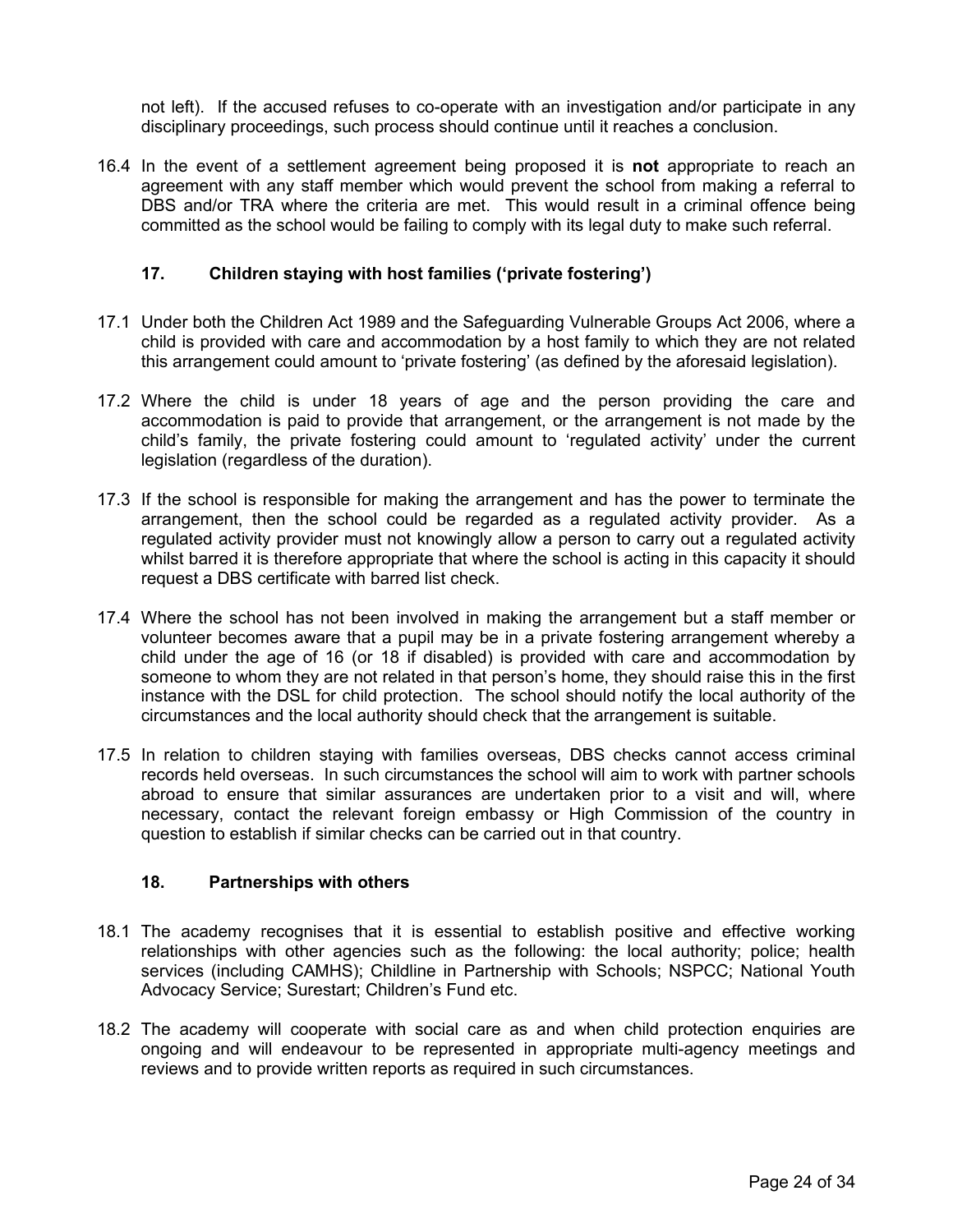not left). If the accused refuses to co-operate with an investigation and/or participate in any disciplinary proceedings, such process should continue until it reaches a conclusion.

16.4 In the event of a settlement agreement being proposed it is **not** appropriate to reach an agreement with any staff member which would prevent the school from making a referral to DBS and/or TRA where the criteria are met. This would result in a criminal offence being committed as the school would be failing to comply with its legal duty to make such referral.

## 17. Children staying with host families ('private fostering')

17.1 Under both the Children Act 1989 and the Safeguarding Vulnerable Groups Act 2006, where a child is provided with care and accommodation by a host family to which they are not related this arrangement could amount to 'private fostering' (as defined by the aforesaid legislation).

17.2 Where the child is under 18 years of age and the person providing the care and accommodation is paid to provide that arrangement, or the arrangement is not made by the child's family, the private fostering could amount to 'regulated activity' under the current legislation (regardless of the duration).

17.3 If the school is responsible for making the arrangement and has the power to terminate the arrangement, then the school could be regarded as a regulated activity provider. As a regulated activity provider must not knowingly allow a person to carry out a regulated activity whilst barred it is therefore appropriate that where the school is acting in this capacity it should request a DBS certificate with barred list check.

17.4 Where the school has not been involved in making the arrangement but a staff member or volunteer becomes aware that a pupil may be in a private fostering arrangement whereby a child under the age of 16 (or 18 if disabled) is provided with care and accommodation by someone to whom they are not related in that person's home, they should raise this in the first instance with the DSL for child protection. The school should notify the local authority of the circumstances and the local authority should check that the arrangement is suitable.

17.5 In relation to children staying with families overseas, DBS checks cannot access criminal records held overseas. In such circumstances the school will aim to work with partner schools abroad to ensure that similar assurances are undertaken prior to a visit and will, where necessary, contact the relevant foreign embassy or High Commission of the country in question to establish if similar checks can be carried out in that country.

## 18. Partnerships with others

18.1 The academy recognises that it is essential to establish positive and effective working relationships with other agencies such as the following: the local authority; police; health services (including CAMHS); Childline in Partnership with Schools; NSPCC; National Youth Advocacy Service; Surestart; Children's Fund etc.

18.2 The academy will cooperate with social care as and when child protection enquiries are ongoing and will endeavour to be represented in appropriate multi-agency meetings and reviews and to provide written reports as required in such circumstances.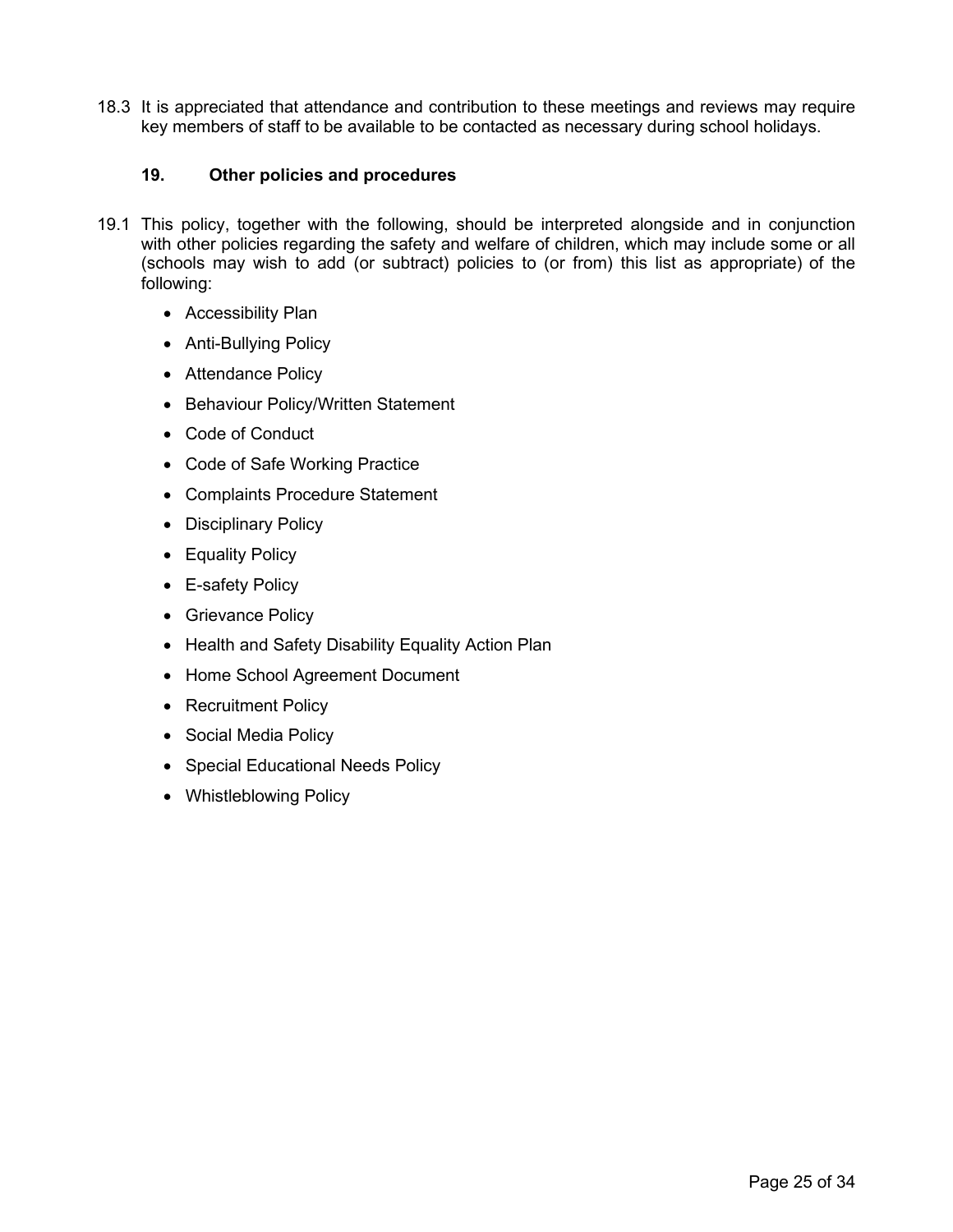18.3 It is appreciated that attendance and contribution to these meetings and reviews may require key members of staff to be available to be contacted as necessary during school holidays.

## 19. Other policies and procedures

19.1 This policy, together with the following, should be interpreted alongside and in conjunction with other policies regarding the safety and welfare of children, which may include some or all (schools may wish to add (or subtract) policies to (or from) this list as appropriate) of the following:

- Accessibility Plan
- Anti-Bullying Policy
- Attendance Policy
- Behaviour Policy/Written Statement
- Code of Conduct
- Code of Safe Working Practice
- Complaints Procedure Statement
- Disciplinary Policy
- Equality Policy
- E-safety Policy
- Grievance Policy
- Health and Safety Disability Equality Action Plan
- Home School Agreement Document
- Recruitment Policy
- Social Media Policy
- Special Educational Needs Policy
- Whistleblowing Policy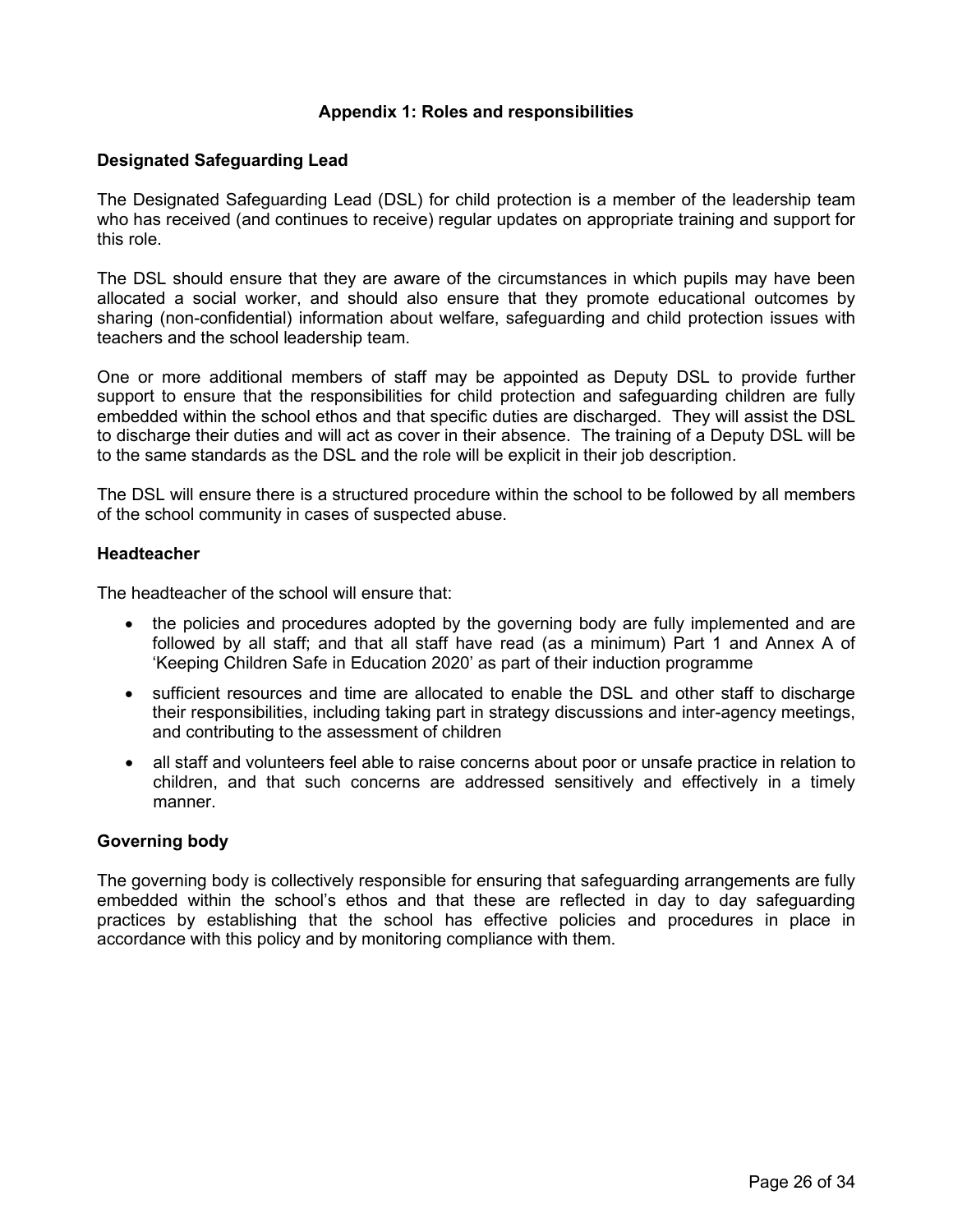## Appendix 1: Roles and responsibilities

### Designated Safeguarding Lead

The Designated Safeguarding Lead (DSL) for child protection is a member of the leadership team who has received (and continues to receive) regular updates on appropriate training and support for this role.

The DSL should ensure that they are aware of the circumstances in which pupils may have been allocated a social worker, and should also ensure that they promote educational outcomes by sharing (non-confidential) information about welfare, safeguarding and child protection issues with teachers and the school leadership team.

One or more additional members of staff may be appointed as Deputy DSL to provide further support to ensure that the responsibilities for child protection and safeguarding children are fully embedded within the school ethos and that specific duties are discharged. They will assist the DSL to discharge their duties and will act as cover in their absence. The training of a Deputy DSL will be to the same standards as the DSL and the role will be explicit in their job description.

The DSL will ensure there is a structured procedure within the school to be followed by all members of the school community in cases of suspected abuse.

### Headteacher

The headteacher of the school will ensure that:

- the policies and procedures adopted by the governing body are fully implemented and are followed by all staff; and that all staff have read (as a minimum) Part 1 and Annex A of 'Keeping Children Safe in Education 2020' as part of their induction programme
- sufficient resources and time are allocated to enable the DSL and other staff to discharge their responsibilities, including taking part in strategy discussions and inter-agency meetings, and contributing to the assessment of children
- all staff and volunteers feel able to raise concerns about poor or unsafe practice in relation to children, and that such concerns are addressed sensitively and effectively in a timely manner.

### Governing body

The governing body is collectively responsible for ensuring that safeguarding arrangements are fully embedded within the school's ethos and that these are reflected in day to day safeguarding practices by establishing that the school has effective policies and procedures in place in accordance with this policy and by monitoring compliance with them.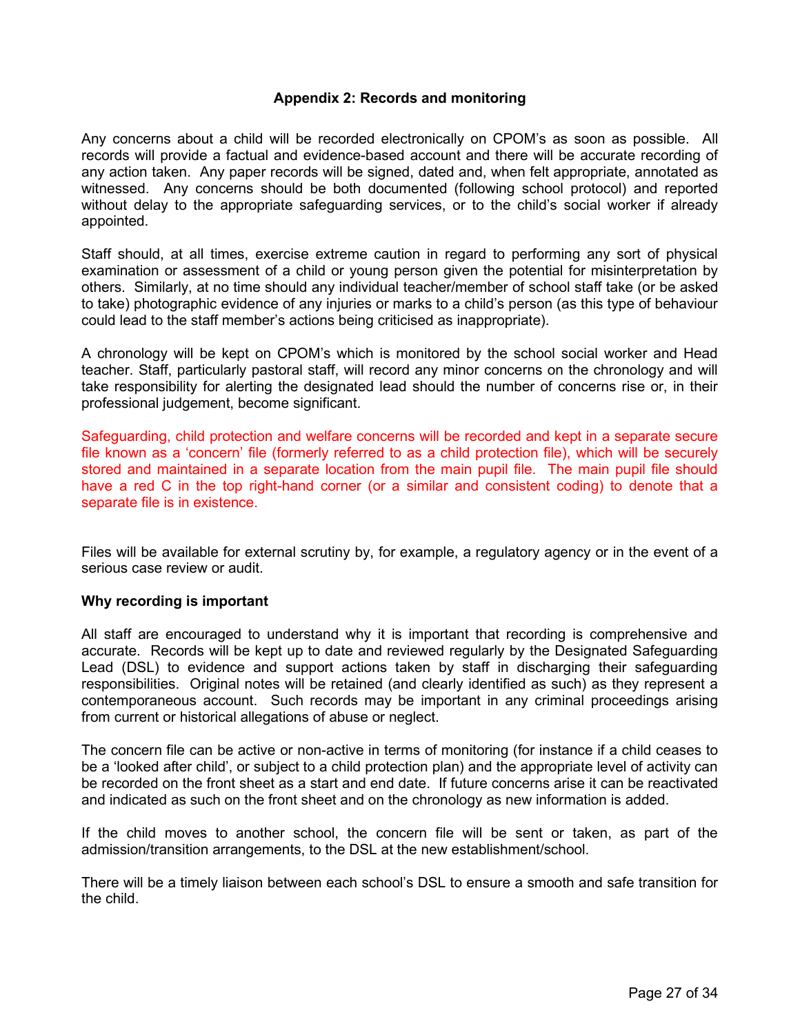## Appendix 2: Records and monitoring

Any concerns about a child will be recorded electronically on CPOM's as soon as possible. All records will provide a factual and evidence-based account and there will be accurate recording of any action taken. Any paper records will be signed, dated and, when felt appropriate, annotated as witnessed. Any concerns should be both documented (following school protocol) and reported without delay to the appropriate safeguarding services, or to the child's social worker if already appointed.

Staff should, at all times, exercise extreme caution in regard to performing any sort of physical examination or assessment of a child or young person given the potential for misinterpretation by others. Similarly, at no time should any individual teacher/member of school staff take (or be asked to take) photographic evidence of any injuries or marks to a child's person (as this type of behaviour could lead to the staff member's actions being criticised as inappropriate).

A chronology will be kept on CPOM's which is monitored by the school social worker and Head teacher. Staff, particularly pastoral staff, will record any minor concerns on the chronology and will take responsibility for alerting the designated lead should the number of concerns rise or, in their professional judgement, become significant.

Safeguarding, child protection and welfare concerns will be recorded and kept in a separate secure file known as a 'concern' file (formerly referred to as a child protection file), which will be securely stored and maintained in a separate location from the main pupil file. The main pupil file should have a red C in the top right-hand corner (or a similar and consistent coding) to denote that a separate file is in existence.

Files will be available for external scrutiny by, for example, a regulatory agency or in the event of a serious case review or audit.

**Why recording is important**

All staff are encouraged to understand why it is important that recording is comprehensive and accurate. Records will be kept up to date and reviewed regularly by the Designated Safeguarding Lead (DSL) to evidence and support actions taken by staff in discharging their safeguarding responsibilities. Original notes will be retained (and clearly identified as such) as they represent a contemporaneous account. Such records may be important in any criminal proceedings arising from current or historical allegations of abuse or neglect.

The concern file can be active or non-active in terms of monitoring (for instance if a child ceases to be a 'looked after child', or subject to a child protection plan) and the appropriate level of activity can be recorded on the front sheet as a start and end date. If future concerns arise it can be reactivated and indicated as such on the front sheet and on the chronology as new information is added.

If the child moves to another school, the concern file will be sent or taken, as part of the admission/transition arrangements, to the DSL at the new establishment/school.

There will be a timely liaison between each school's DSL to ensure a smooth and safe transition for the child.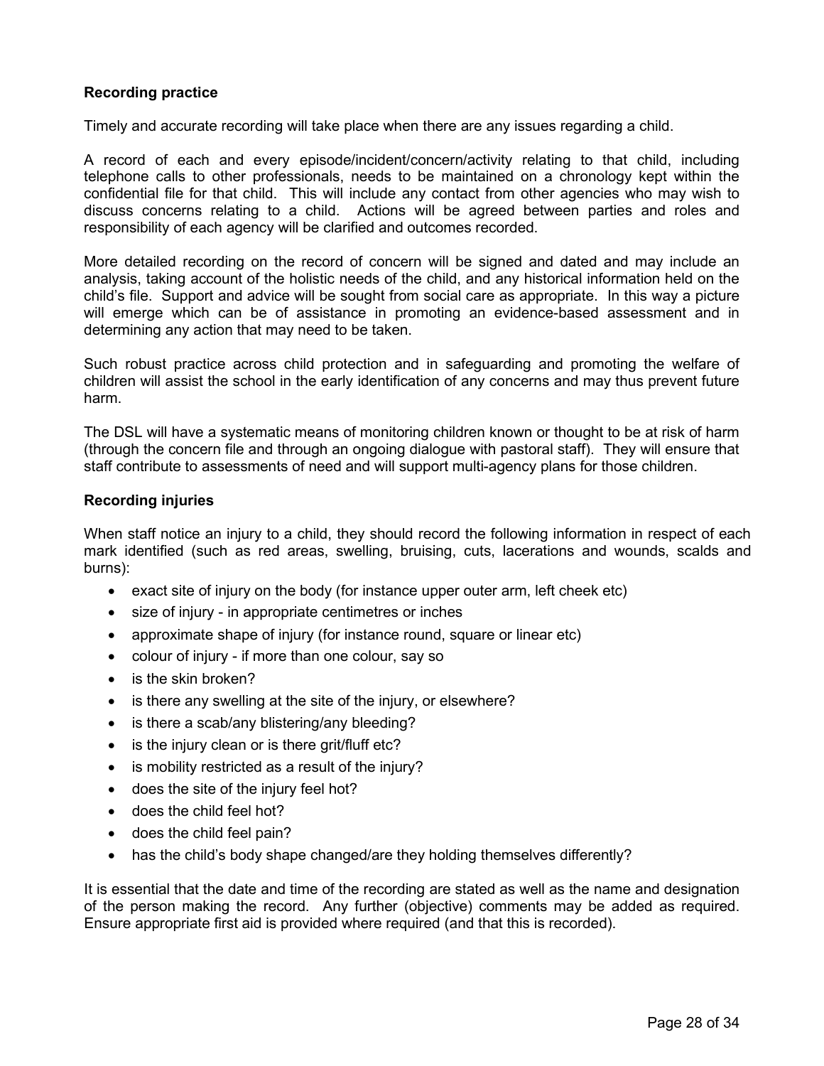**Recording practice**

Timely and accurate recording will take place when there are any issues regarding a child.

A record of each and every episode/incident/concern/activity relating to that child, including telephone calls to other professionals, needs to be maintained on a chronology kept within the confidential file for that child. This will include any contact from other agencies who may wish to discuss concerns relating to a child. Actions will be agreed between parties and roles and responsibility of each agency will be clarified and outcomes recorded.

More detailed recording on the record of concern will be signed and dated and may include an analysis, taking account of the holistic needs of the child, and any historical information held on the child's file. Support and advice will be sought from social care as appropriate. In this way a picture will emerge which can be of assistance in promoting an evidence-based assessment and in determining any action that may need to be taken.

Such robust practice across child protection and in safeguarding and promoting the welfare of children will assist the school in the early identification of any concerns and may thus prevent future harm.

The DSL will have a systematic means of monitoring children known or thought to be at risk of harm (through the concern file and through an ongoing dialogue with pastoral staff). They will ensure that staff contribute to assessments of need and will support multi-agency plans for those children.

**Recording injuries**

When staff notice an injury to a child, they should record the following information in respect of each mark identified (such as red areas, swelling, bruising, cuts, lacerations and wounds, scalds and burns):

- exact site of injury on the body (for instance upper outer arm, left cheek etc)
- size of injury - in appropriate centimetres or inches
- approximate shape of injury (for instance round, square or linear etc)
- colour of injury - if more than one colour, say so
- is the skin broken?
- is there any swelling at the site of the injury, or elsewhere?
- is there a scab/any blistering/any bleeding?
- is the injury clean or is there grit/fluff etc?
- is mobility restricted as a result of the injury?
- does the site of the injury feel hot?
- does the child feel hot?
- does the child feel pain?
- has the child's body shape changed/are they holding themselves differently?

It is essential that the date and time of the recording are stated as well as the name and designation of the person making the record. Any further (objective) comments may be added as required. Ensure appropriate first aid is provided where required (and that this is recorded).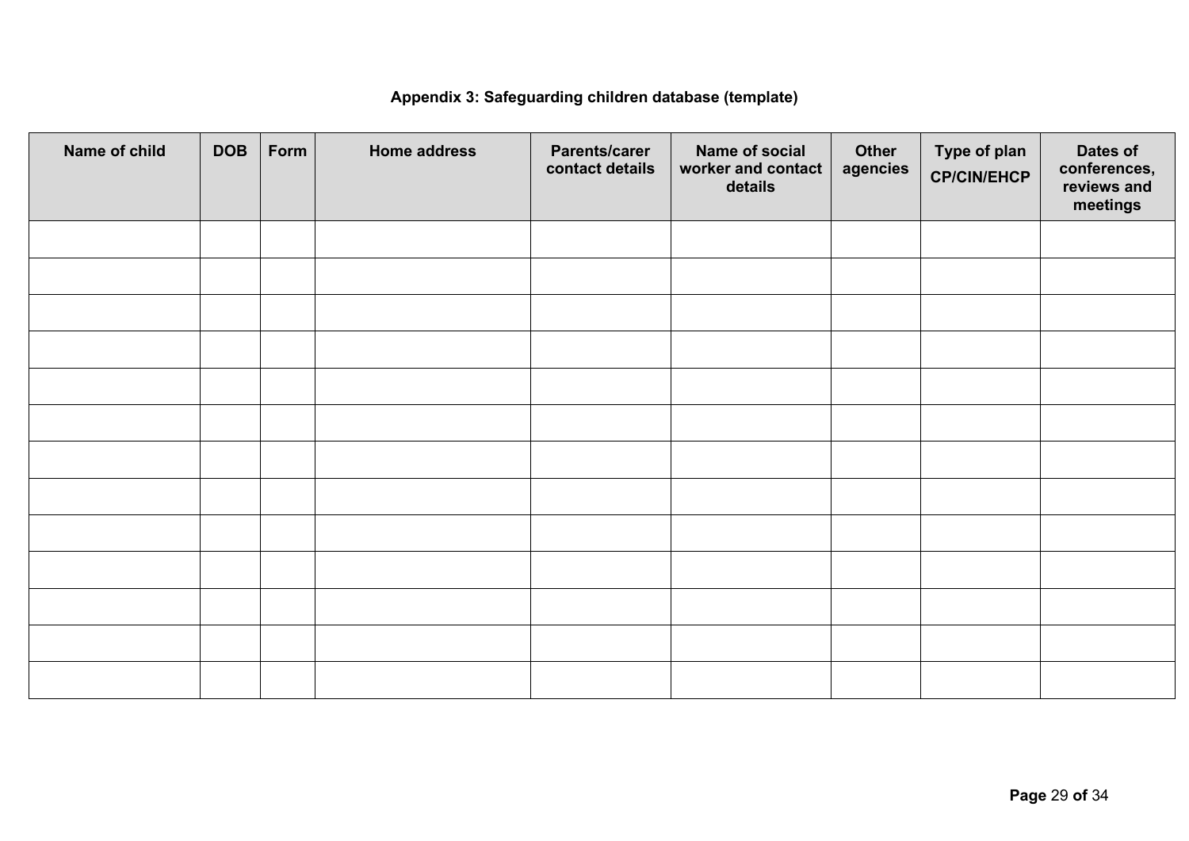**Appendix 3: Safeguarding children database (template)**

| Name of child | DOB | Form | Home address | Parents/carer contact details | Name of social worker and contact details | Other agencies | Type of plan CP/CIN/EHCP | Dates of conferences, reviews and meetings |
|---|---|---|---|---|---|---|---|---|
| | | | | | | | | |
| | | | | | | | | |
| | | | | | | | | |
| | | | | | | | | |
| | | | | | | | | |
| | | | | | | | | |
| | | | | | | | | |
| | | | | | | | | |
| | | | | | | | | |
| | | | | | | | | |
| | | | | | | | | |
| | | | | | | | | |
| | | | | | | | | |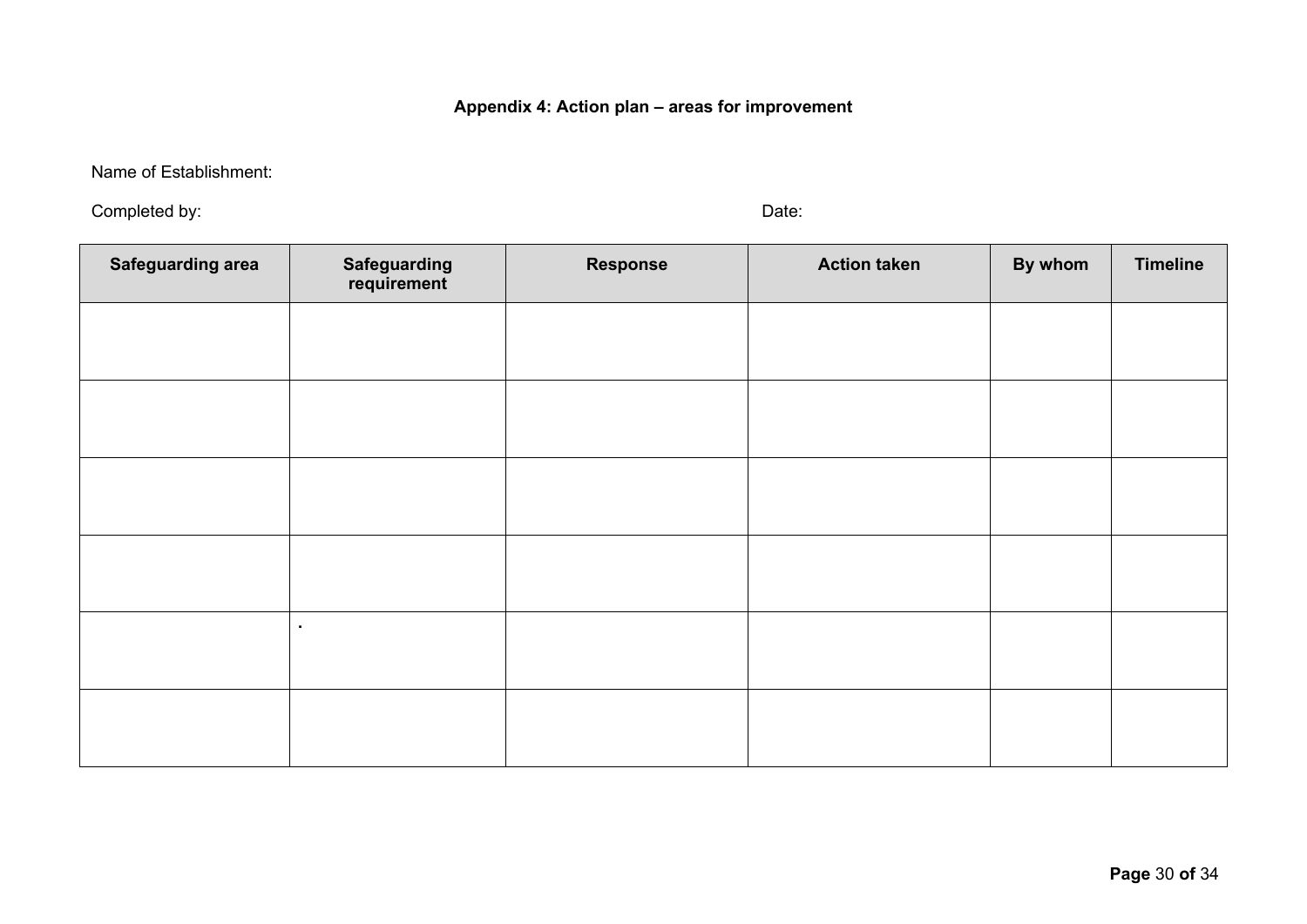**Appendix 4: Action plan – areas for improvement**

Name of Establishment:

Completed by: Date:

| Safeguarding area | Safeguarding requirement | Response | Action taken | By whom | Timeline |
|---|---|---|---|---|---|
| | | | | | |
| | | | | | |
| | | | | | |
| | | | | | |
| | . | | | | |
| | | | | | |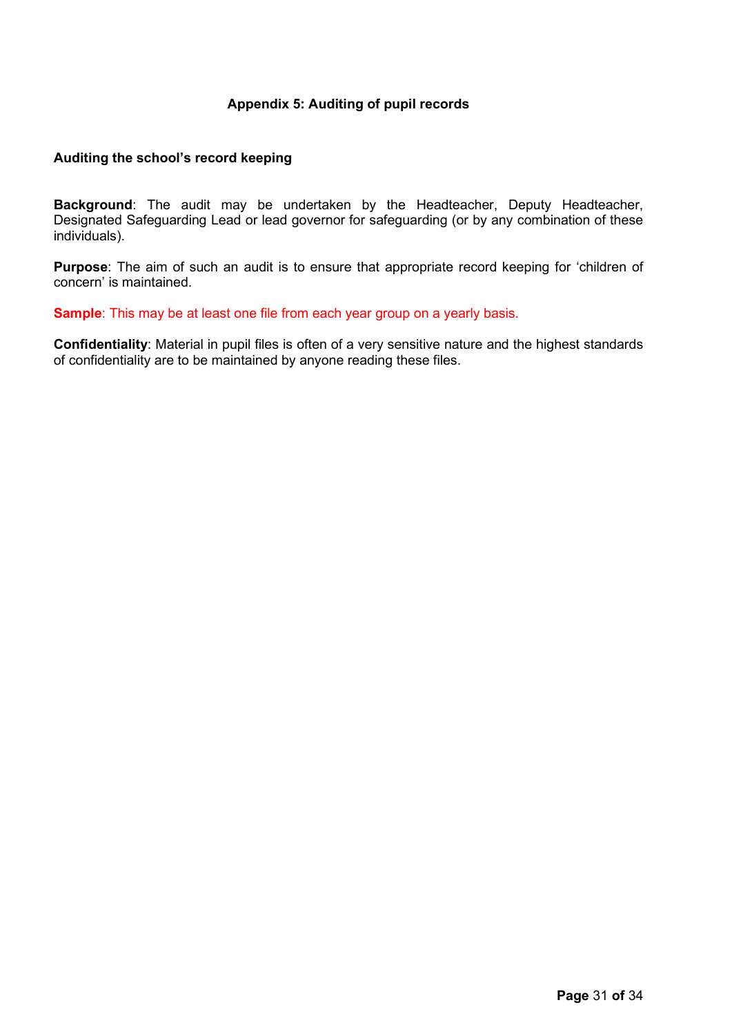## Appendix 5: Auditing of pupil records

### Auditing the school's record keeping

**Background**: The audit may be undertaken by the Headteacher, Deputy Headteacher, Designated Safeguarding Lead or lead governor for safeguarding (or by any combination of these individuals).

**Purpose**: The aim of such an audit is to ensure that appropriate record keeping for 'children of concern' is maintained.

**Sample**: This may be at least one file from each year group on a yearly basis.

**Confidentiality**: Material in pupil files is often of a very sensitive nature and the highest standards of confidentiality are to be maintained by anyone reading these files.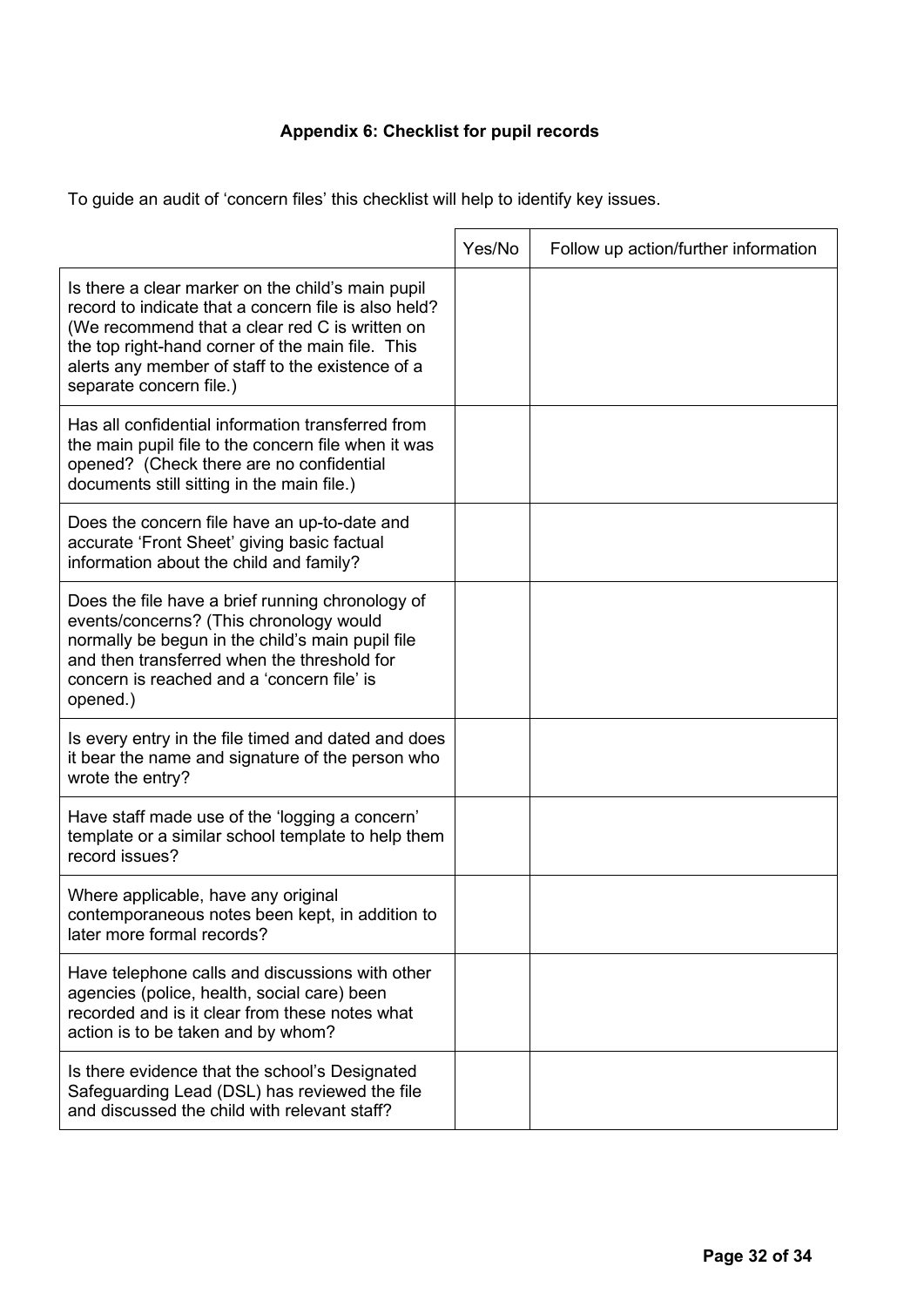## Appendix 6: Checklist for pupil records

To guide an audit of 'concern files' this checklist will help to identify key issues.

| | Yes/No | Follow up action/further information |
|---|---|---|
| Is there a clear marker on the child's main pupil record to indicate that a concern file is also held? (We recommend that a clear red C is written on the top right-hand corner of the main file. This alerts any member of staff to the existence of a separate concern file.) | | |
| Has all confidential information transferred from the main pupil file to the concern file when it was opened? (Check there are no confidential documents still sitting in the main file.) | | |
| Does the concern file have an up-to-date and accurate 'Front Sheet' giving basic factual information about the child and family? | | |
| Does the file have a brief running chronology of events/concerns? (This chronology would normally be begun in the child's main pupil file and then transferred when the threshold for concern is reached and a 'concern file' is opened.) | | |
| Is every entry in the file timed and dated and does it bear the name and signature of the person who wrote the entry? | | |
| Have staff made use of the 'logging a concern' template or a similar school template to help them record issues? | | |
| Where applicable, have any original contemporaneous notes been kept, in addition to later more formal records? | | |
| Have telephone calls and discussions with other agencies (police, health, social care) been recorded and is it clear from these notes what action is to be taken and by whom? | | |
| Is there evidence that the school's Designated Safeguarding Lead (DSL) has reviewed the file and discussed the child with relevant staff? | | |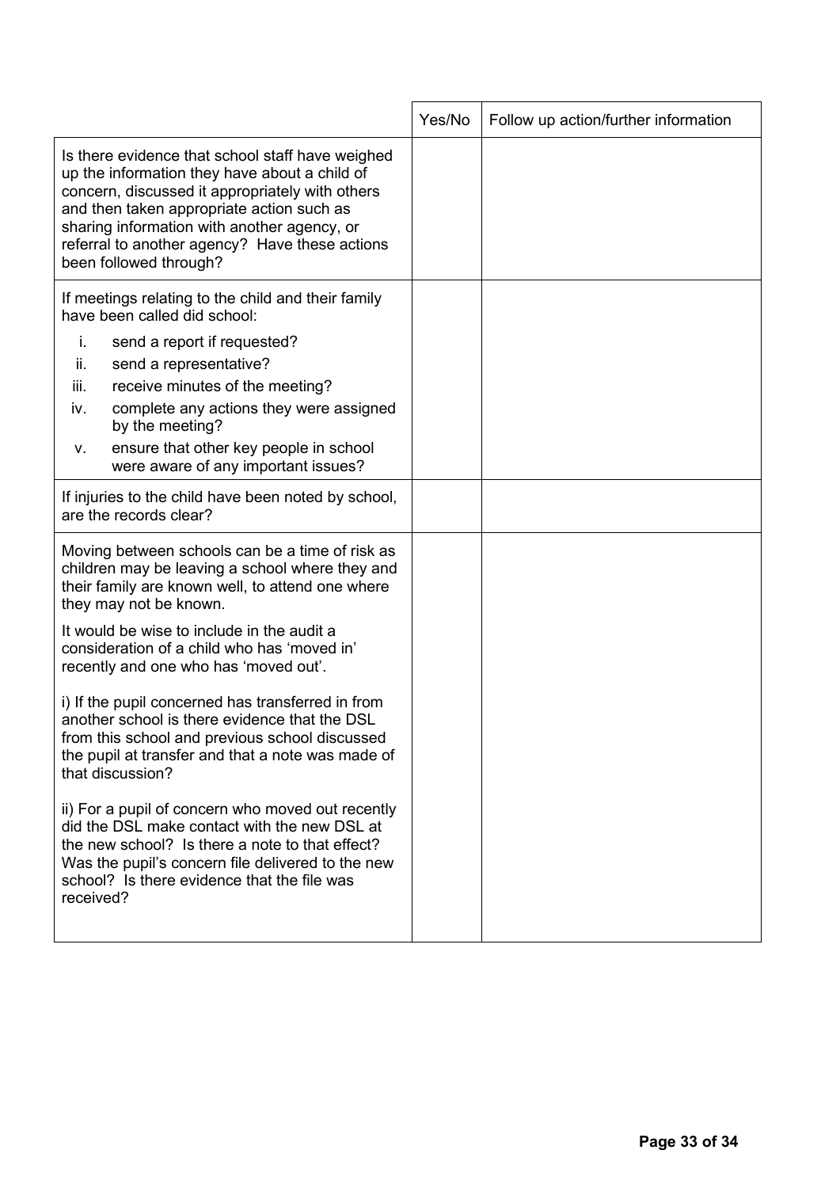| | Yes/No | Follow up action/further information |
|---|---|---|
| Is there evidence that school staff have weighed up the information they have about a child of concern, discussed it appropriately with others and then taken appropriate action such as sharing information with another agency, or referral to another agency? Have these actions been followed through? | | |
| If meetings relating to the child and their family have been called did school:<br>i. send a report if requested?<br>ii. send a representative?<br>iii. receive minutes of the meeting?<br>iv. complete any actions they were assigned by the meeting?<br>v. ensure that other key people in school were aware of any important issues? | | |
| If injuries to the child have been noted by school, are the records clear? | | |
| Moving between schools can be a time of risk as children may be leaving a school where they and their family are known well, to attend one where they may not be known.<br><br>It would be wise to include in the audit a consideration of a child who has 'moved in' recently and one who has 'moved out'.<br><br>i) If the pupil concerned has transferred in from another school is there evidence that the DSL from this school and previous school discussed the pupil at transfer and that a note was made of that discussion?<br><br>ii) For a pupil of concern who moved out recently did the DSL make contact with the new DSL at the new school? Is there a note to that effect? Was the pupil's concern file delivered to the new school? Is there evidence that the file was received? | | |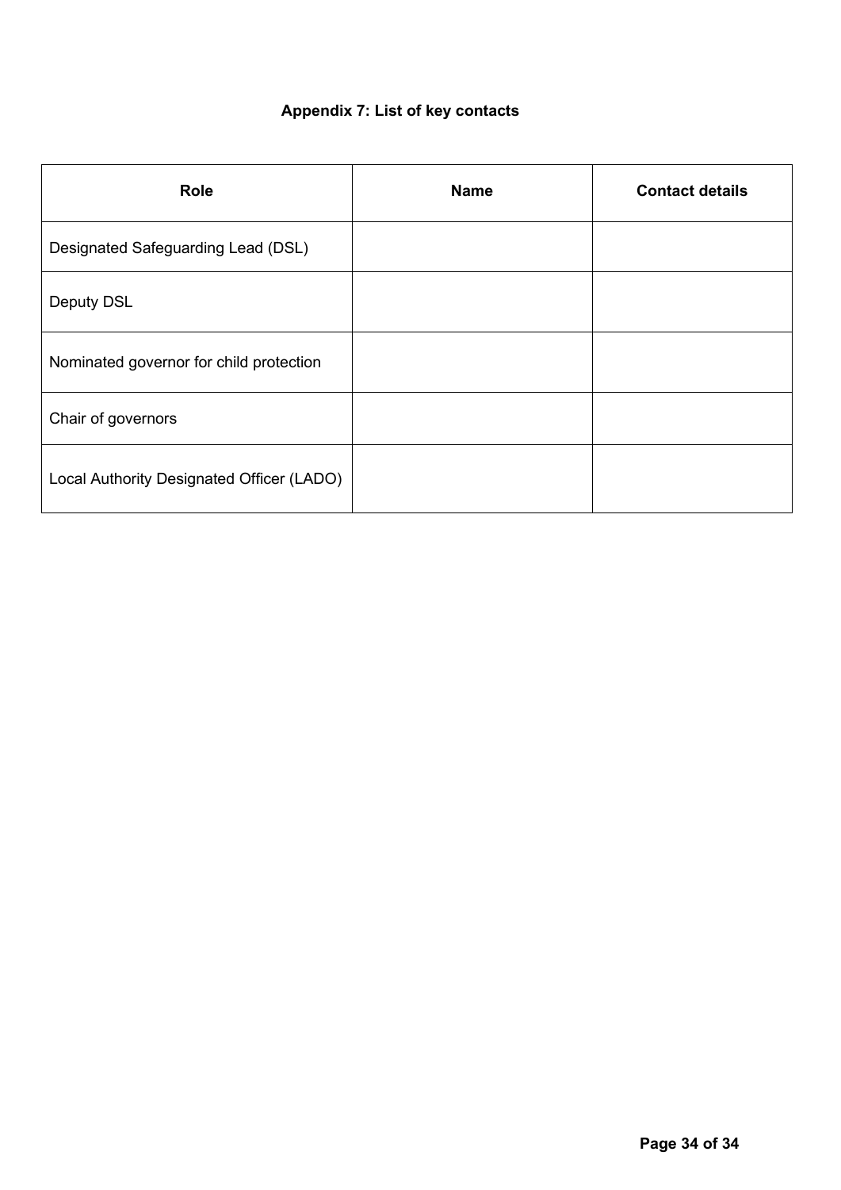# Appendix 7: List of key contacts

| Role | Name | Contact details |
|---|---|---|
| Designated Safeguarding Lead (DSL) | | |
| Deputy DSL | | |
| Nominated governor for child protection | | |
| Chair of governors | | |
| Local Authority Designated Officer (LADO) | | |